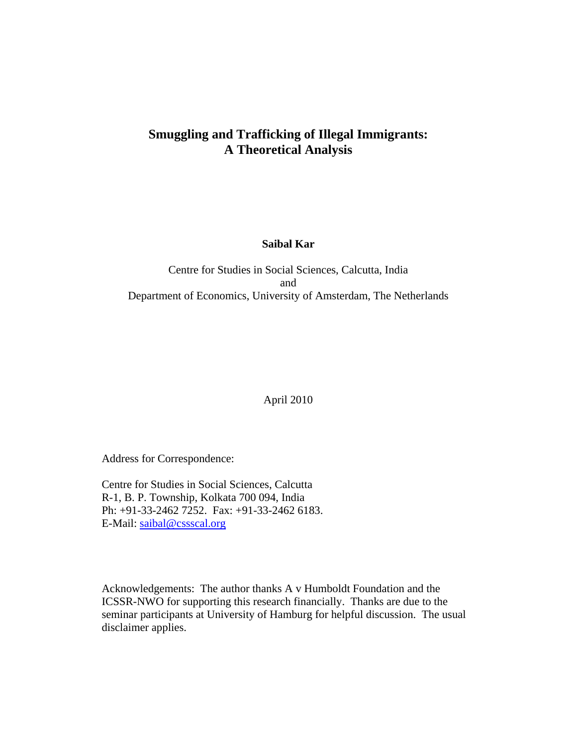# Smuggling and Trafficking of Illegal Immigrants: A Theoretical Analysis

**Saibal Kar**

Centre for Studies in Social Sciences, Calcutta, India
and
Department of Economics, University of Amsterdam, The Netherlands

April 2010

Address for Correspondence:

Centre for Studies in Social Sciences, Calcutta
R-1, B. P. Township, Kolkata 700 094, India
Ph: +91-33-2462 7252. Fax: +91-33-2462 6183.
E-Mail: saibal@cssscal.org

Acknowledgements: The author thanks A v Humboldt Foundation and the ICSSR-NWO for supporting this research financially. Thanks are due to the seminar participants at University of Hamburg for helpful discussion. The usual disclaimer applies.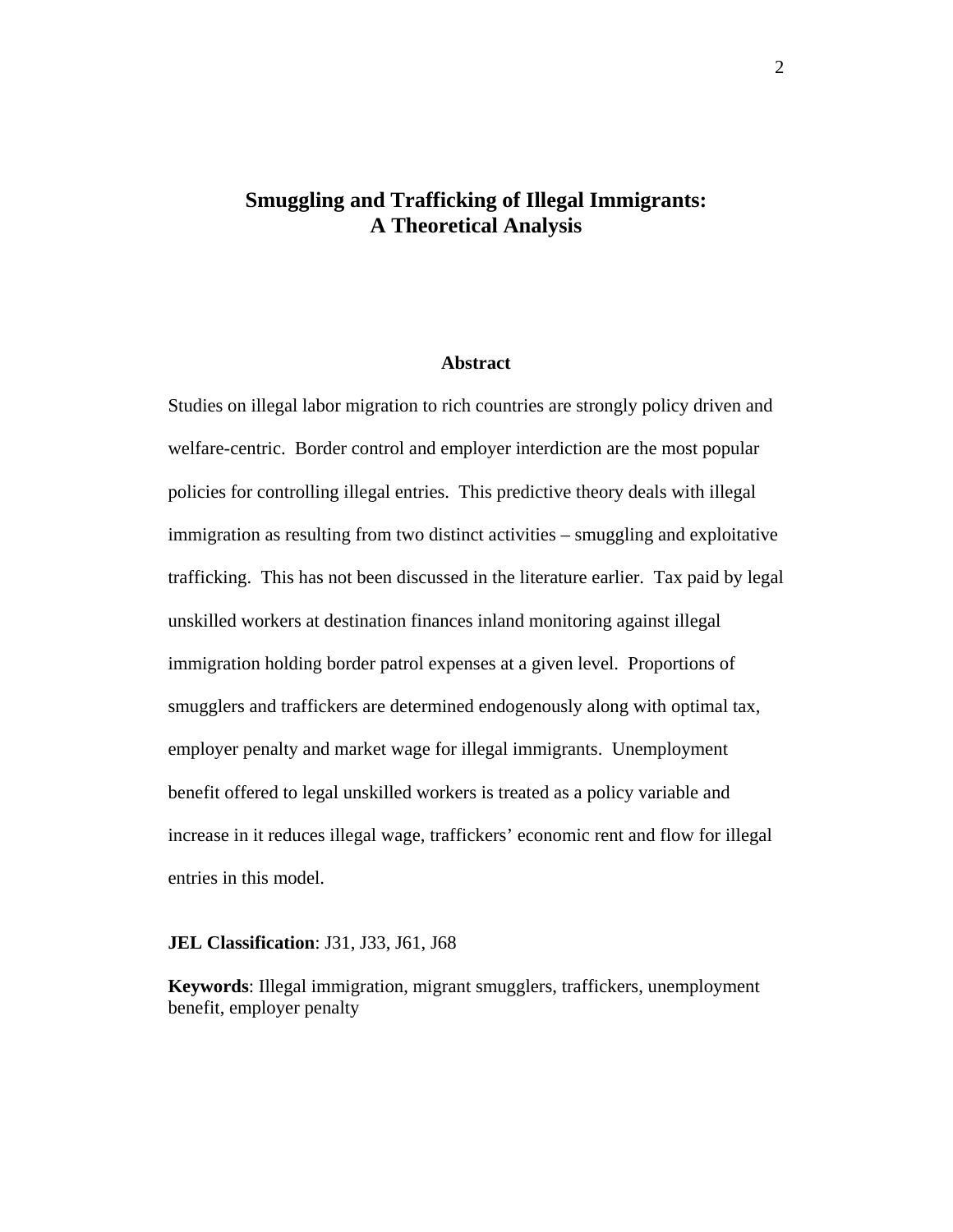# Smuggling and Trafficking of Illegal Immigrants: A Theoretical Analysis

## Abstract

Studies on illegal labor migration to rich countries are strongly policy driven and welfare-centric. Border control and employer interdiction are the most popular policies for controlling illegal entries. This predictive theory deals with illegal immigration as resulting from two distinct activities – smuggling and exploitative trafficking. This has not been discussed in the literature earlier. Tax paid by legal unskilled workers at destination finances inland monitoring against illegal immigration holding border patrol expenses at a given level. Proportions of smugglers and traffickers are determined endogenously along with optimal tax, employer penalty and market wage for illegal immigrants. Unemployment benefit offered to legal unskilled workers is treated as a policy variable and increase in it reduces illegal wage, traffickers' economic rent and flow for illegal entries in this model.

**JEL Classification**: J31, J33, J61, J68

**Keywords**: Illegal immigration, migrant smugglers, traffickers, unemployment benefit, employer penalty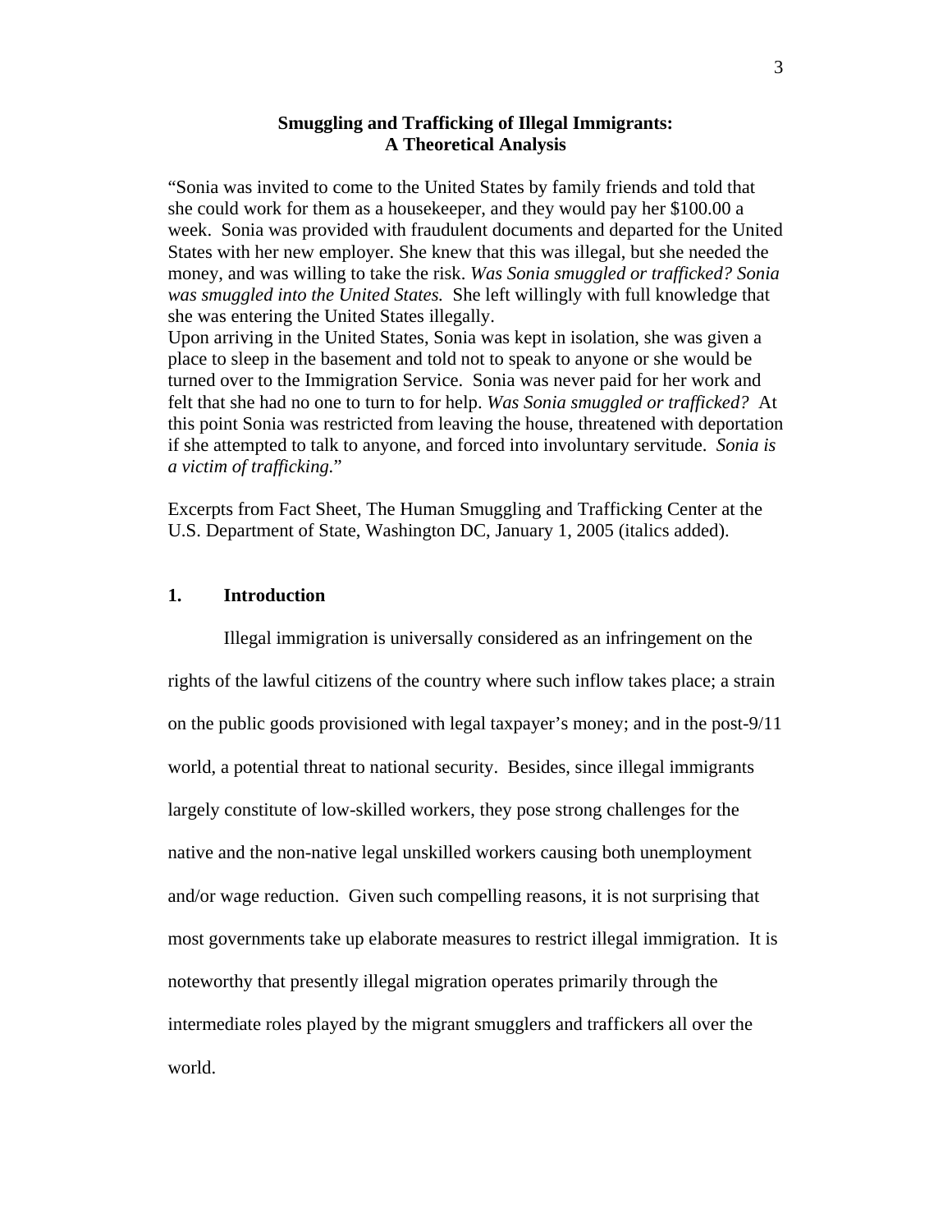# Smuggling and Trafficking of Illegal Immigrants: A Theoretical Analysis

"Sonia was invited to come to the United States by family friends and told that she could work for them as a housekeeper, and they would pay her \$100.00 a week. Sonia was provided with fraudulent documents and departed for the United States with her new employer. She knew that this was illegal, but she needed the money, and was willing to take the risk. *Was Sonia smuggled or trafficked? Sonia was smuggled into the United States.* She left willingly with full knowledge that she was entering the United States illegally.
Upon arriving in the United States, Sonia was kept in isolation, she was given a place to sleep in the basement and told not to speak to anyone or she would be turned over to the Immigration Service. Sonia was never paid for her work and felt that she had no one to turn to for help. *Was Sonia smuggled or trafficked?* At this point Sonia was restricted from leaving the house, threatened with deportation if she attempted to talk to anyone, and forced into involuntary servitude. *Sonia is a victim of trafficking.*"

Excerpts from Fact Sheet, The Human Smuggling and Trafficking Center at the U.S. Department of State, Washington DC, January 1, 2005 (italics added).

## 1. Introduction

Illegal immigration is universally considered as an infringement on the rights of the lawful citizens of the country where such inflow takes place; a strain on the public goods provisioned with legal taxpayer's money; and in the post-9/11 world, a potential threat to national security. Besides, since illegal immigrants largely constitute of low-skilled workers, they pose strong challenges for the native and the non-native legal unskilled workers causing both unemployment and/or wage reduction. Given such compelling reasons, it is not surprising that most governments take up elaborate measures to restrict illegal immigration. It is noteworthy that presently illegal migration operates primarily through the intermediate roles played by the migrant smugglers and traffickers all over the world.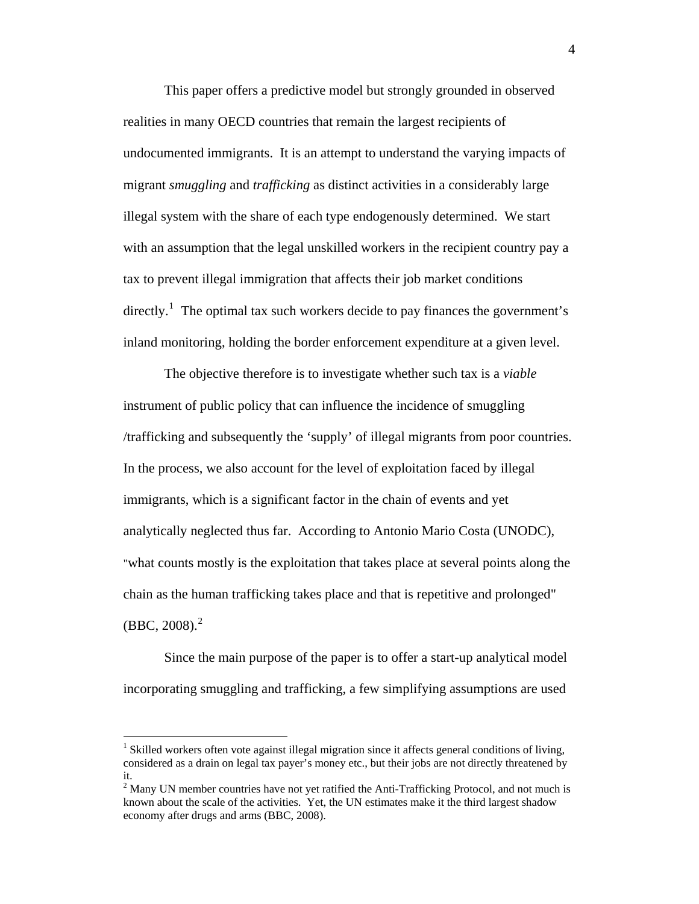This paper offers a predictive model but strongly grounded in observed realities in many OECD countries that remain the largest recipients of undocumented immigrants. It is an attempt to understand the varying impacts of migrant *smuggling* and *trafficking* as distinct activities in a considerably large illegal system with the share of each type endogenously determined. We start with an assumption that the legal unskilled workers in the recipient country pay a tax to prevent illegal immigration that affects their job market conditions directly.[1] The optimal tax such workers decide to pay finances the government's inland monitoring, holding the border enforcement expenditure at a given level.

The objective therefore is to investigate whether such tax is a *viable* instrument of public policy that can influence the incidence of smuggling /trafficking and subsequently the 'supply' of illegal migrants from poor countries. In the process, we also account for the level of exploitation faced by illegal immigrants, which is a significant factor in the chain of events and yet analytically neglected thus far. According to Antonio Mario Costa (UNODC), "what counts mostly is the exploitation that takes place at several points along the chain as the human trafficking takes place and that is repetitive and prolonged" (BBC, 2008).[2]

Since the main purpose of the paper is to offer a start-up analytical model incorporating smuggling and trafficking, a few simplifying assumptions are used

---

[1] Skilled workers often vote against illegal migration since it affects general conditions of living, considered as a drain on legal tax payer's money etc., but their jobs are not directly threatened by it.

[2] Many UN member countries have not yet ratified the Anti-Trafficking Protocol, and not much is known about the scale of the activities. Yet, the UN estimates make it the third largest shadow economy after drugs and arms (BBC, 2008).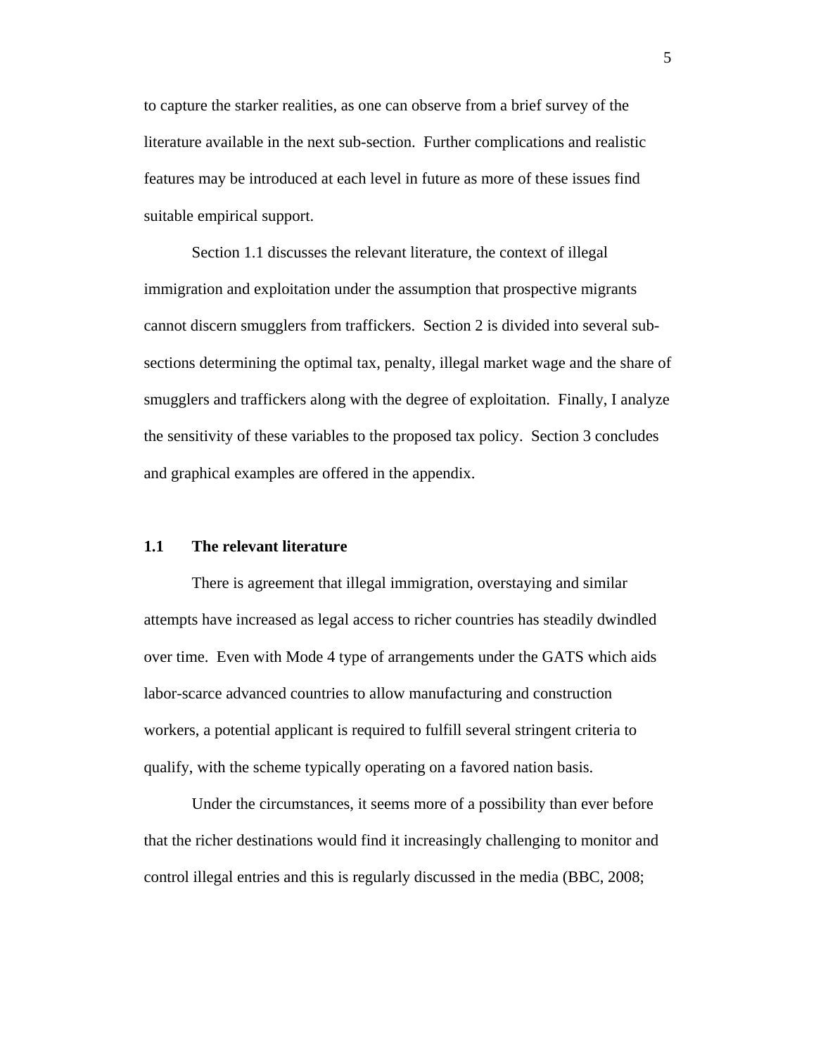to capture the starker realities, as one can observe from a brief survey of the literature available in the next sub-section. Further complications and realistic features may be introduced at each level in future as more of these issues find suitable empirical support.

Section 1.1 discusses the relevant literature, the context of illegal immigration and exploitation under the assumption that prospective migrants cannot discern smugglers from traffickers. Section 2 is divided into several sub-sections determining the optimal tax, penalty, illegal market wage and the share of smugglers and traffickers along with the degree of exploitation. Finally, I analyze the sensitivity of these variables to the proposed tax policy. Section 3 concludes and graphical examples are offered in the appendix.

## 1.1 The relevant literature

There is agreement that illegal immigration, overstaying and similar attempts have increased as legal access to richer countries has steadily dwindled over time. Even with Mode 4 type of arrangements under the GATS which aids labor-scarce advanced countries to allow manufacturing and construction workers, a potential applicant is required to fulfill several stringent criteria to qualify, with the scheme typically operating on a favored nation basis.

Under the circumstances, it seems more of a possibility than ever before that the richer destinations would find it increasingly challenging to monitor and control illegal entries and this is regularly discussed in the media (BBC, 2008;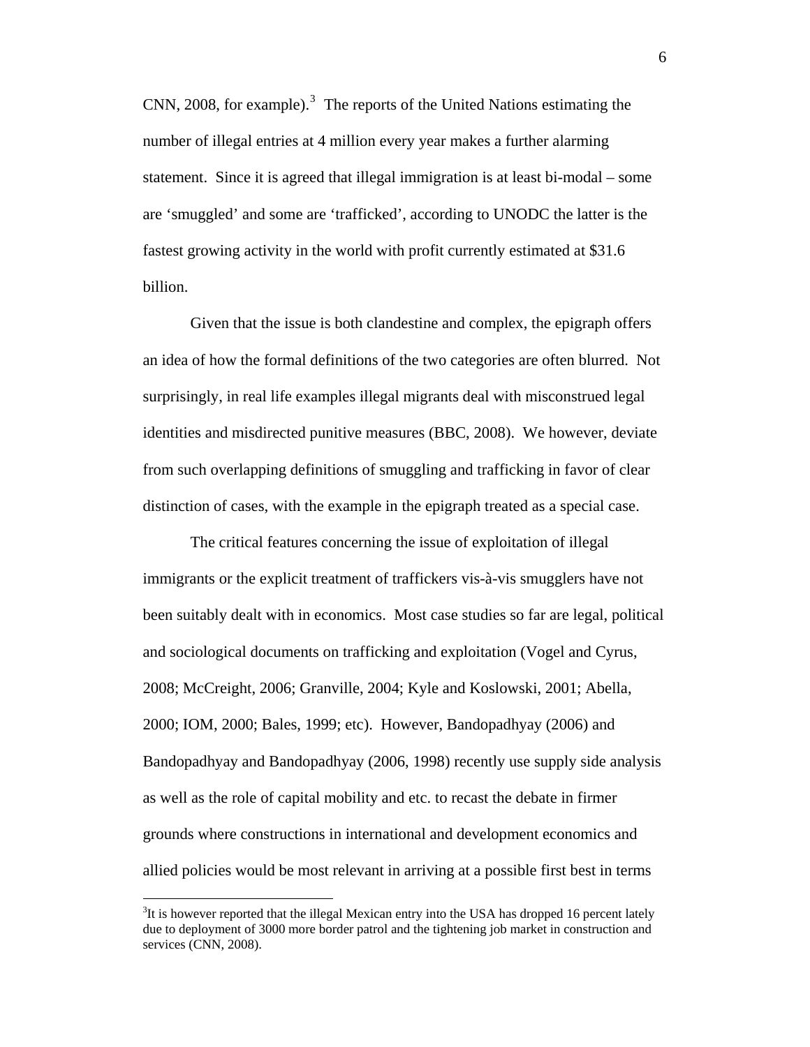CNN, 2008, for example).[3] The reports of the United Nations estimating the number of illegal entries at 4 million every year makes a further alarming statement. Since it is agreed that illegal immigration is at least bi-modal – some are 'smuggled' and some are 'trafficked', according to UNODC the latter is the fastest growing activity in the world with profit currently estimated at $31.6 billion.

Given that the issue is both clandestine and complex, the epigraph offers an idea of how the formal definitions of the two categories are often blurred. Not surprisingly, in real life examples illegal migrants deal with misconstrued legal identities and misdirected punitive measures (BBC, 2008). We however, deviate from such overlapping definitions of smuggling and trafficking in favor of clear distinction of cases, with the example in the epigraph treated as a special case.

The critical features concerning the issue of exploitation of illegal immigrants or the explicit treatment of traffickers vis-à-vis smugglers have not been suitably dealt with in economics. Most case studies so far are legal, political and sociological documents on trafficking and exploitation (Vogel and Cyrus, 2008; McCreight, 2006; Granville, 2004; Kyle and Koslowski, 2001; Abella, 2000; IOM, 2000; Bales, 1999; etc). However, Bandopadhyay (2006) and Bandopadhyay and Bandopadhyay (2006, 1998) recently use supply side analysis as well as the role of capital mobility and etc. to recast the debate in firmer grounds where constructions in international and development economics and allied policies would be most relevant in arriving at a possible first best in terms

[3] It is however reported that the illegal Mexican entry into the USA has dropped 16 percent lately due to deployment of 3000 more border patrol and the tightening job market in construction and services (CNN, 2008).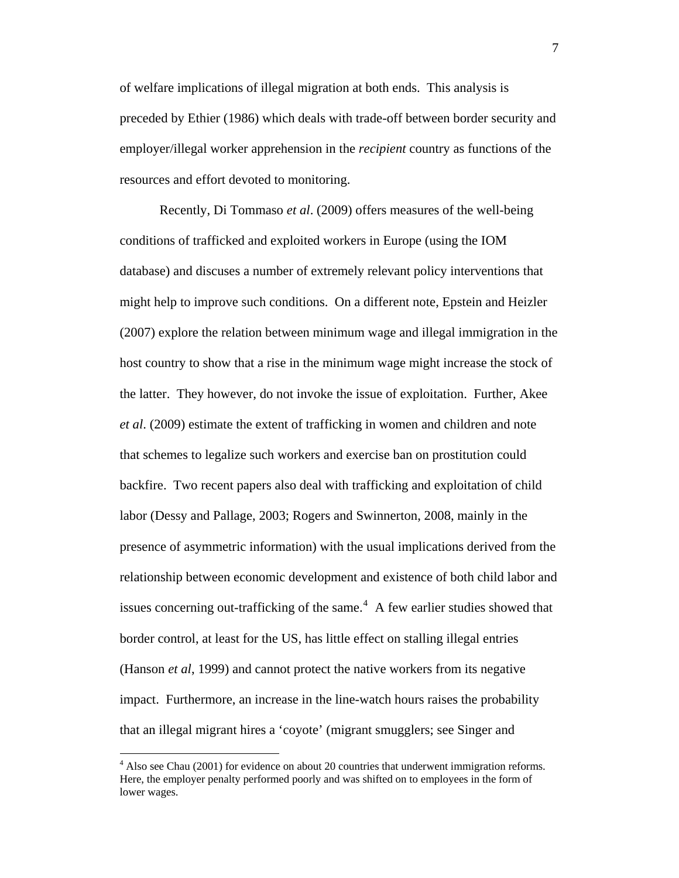of welfare implications of illegal migration at both ends. This analysis is preceded by Ethier (1986) which deals with trade-off between border security and employer/illegal worker apprehension in the *recipient* country as functions of the resources and effort devoted to monitoring.

Recently, Di Tommaso *et al*. (2009) offers measures of the well-being conditions of trafficked and exploited workers in Europe (using the IOM database) and discuses a number of extremely relevant policy interventions that might help to improve such conditions. On a different note, Epstein and Heizler (2007) explore the relation between minimum wage and illegal immigration in the host country to show that a rise in the minimum wage might increase the stock of the latter. They however, do not invoke the issue of exploitation. Further, Akee *et al*. (2009) estimate the extent of trafficking in women and children and note that schemes to legalize such workers and exercise ban on prostitution could backfire. Two recent papers also deal with trafficking and exploitation of child labor (Dessy and Pallage, 2003; Rogers and Swinnerton, 2008, mainly in the presence of asymmetric information) with the usual implications derived from the relationship between economic development and existence of both child labor and issues concerning out-trafficking of the same.[4] A few earlier studies showed that border control, at least for the US, has little effect on stalling illegal entries (Hanson *et al*, 1999) and cannot protect the native workers from its negative impact. Furthermore, an increase in the line-watch hours raises the probability that an illegal migrant hires a 'coyote' (migrant smugglers; see Singer and

[4] Also see Chau (2001) for evidence on about 20 countries that underwent immigration reforms. Here, the employer penalty performed poorly and was shifted on to employees in the form of lower wages.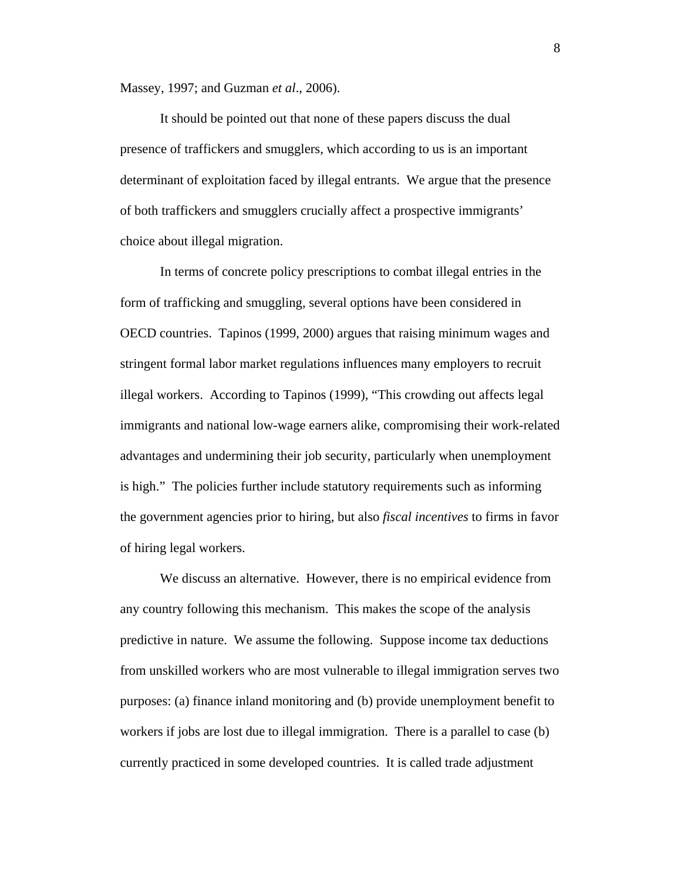Massey, 1997; and Guzman *et al*., 2006).

It should be pointed out that none of these papers discuss the dual presence of traffickers and smugglers, which according to us is an important determinant of exploitation faced by illegal entrants. We argue that the presence of both traffickers and smugglers crucially affect a prospective immigrants' choice about illegal migration.

In terms of concrete policy prescriptions to combat illegal entries in the form of trafficking and smuggling, several options have been considered in OECD countries. Tapinos (1999, 2000) argues that raising minimum wages and stringent formal labor market regulations influences many employers to recruit illegal workers. According to Tapinos (1999), "This crowding out affects legal immigrants and national low-wage earners alike, compromising their work-related advantages and undermining their job security, particularly when unemployment is high." The policies further include statutory requirements such as informing the government agencies prior to hiring, but also *fiscal incentives* to firms in favor of hiring legal workers.

We discuss an alternative. However, there is no empirical evidence from any country following this mechanism. This makes the scope of the analysis predictive in nature. We assume the following. Suppose income tax deductions from unskilled workers who are most vulnerable to illegal immigration serves two purposes: (a) finance inland monitoring and (b) provide unemployment benefit to workers if jobs are lost due to illegal immigration. There is a parallel to case (b) currently practiced in some developed countries. It is called trade adjustment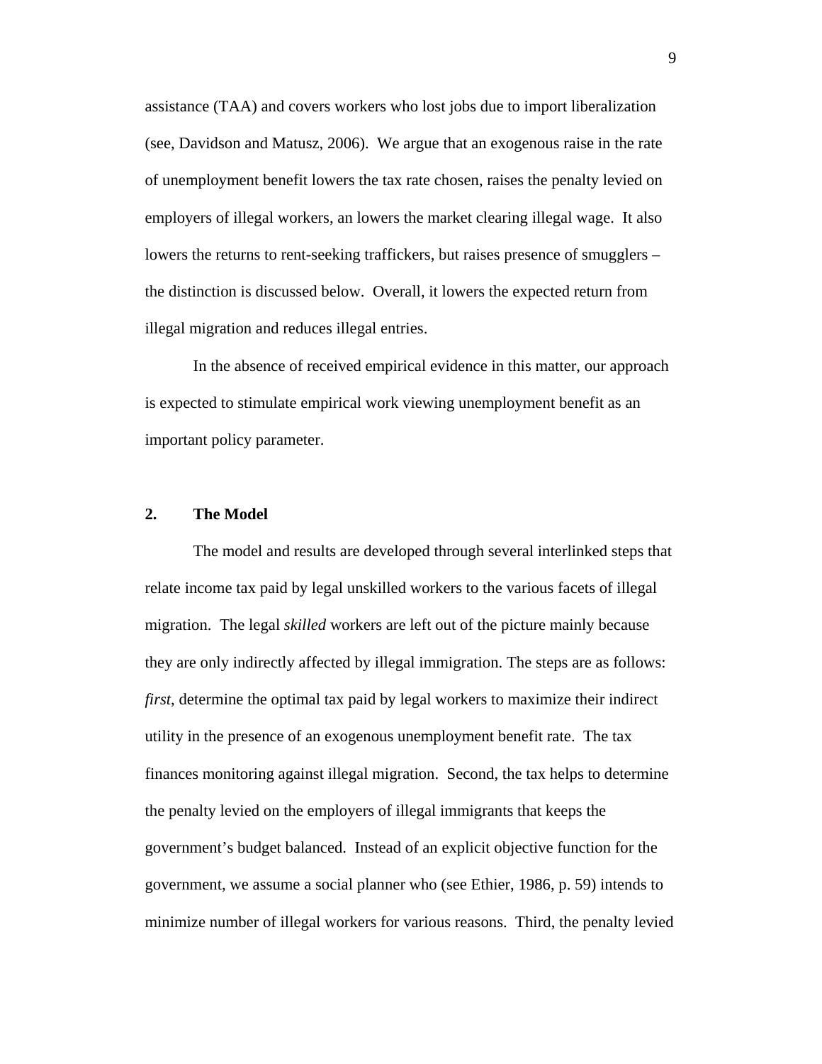assistance (TAA) and covers workers who lost jobs due to import liberalization (see, Davidson and Matusz, 2006). We argue that an exogenous raise in the rate of unemployment benefit lowers the tax rate chosen, raises the penalty levied on employers of illegal workers, an lowers the market clearing illegal wage. It also lowers the returns to rent-seeking traffickers, but raises presence of smugglers – the distinction is discussed below. Overall, it lowers the expected return from illegal migration and reduces illegal entries.

In the absence of received empirical evidence in this matter, our approach is expected to stimulate empirical work viewing unemployment benefit as an important policy parameter.

## 2. The Model

The model and results are developed through several interlinked steps that relate income tax paid by legal unskilled workers to the various facets of illegal migration. The legal *skilled* workers are left out of the picture mainly because they are only indirectly affected by illegal immigration. The steps are as follows: *first*, determine the optimal tax paid by legal workers to maximize their indirect utility in the presence of an exogenous unemployment benefit rate. The tax finances monitoring against illegal migration. Second, the tax helps to determine the penalty levied on the employers of illegal immigrants that keeps the government's budget balanced. Instead of an explicit objective function for the government, we assume a social planner who (see Ethier, 1986, p. 59) intends to minimize number of illegal workers for various reasons. Third, the penalty levied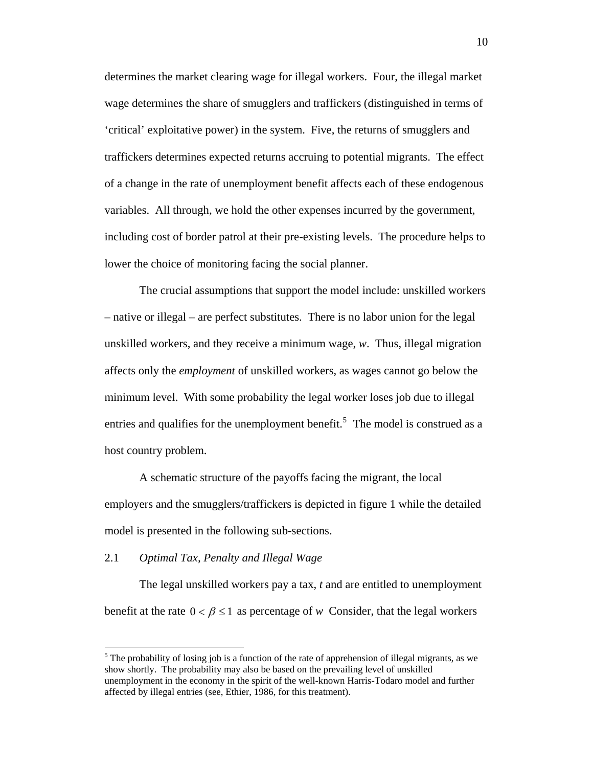determines the market clearing wage for illegal workers. Four, the illegal market wage determines the share of smugglers and traffickers (distinguished in terms of 'critical' exploitative power) in the system. Five, the returns of smugglers and traffickers determines expected returns accruing to potential migrants. The effect of a change in the rate of unemployment benefit affects each of these endogenous variables. All through, we hold the other expenses incurred by the government, including cost of border patrol at their pre-existing levels. The procedure helps to lower the choice of monitoring facing the social planner.

The crucial assumptions that support the model include: unskilled workers – native or illegal – are perfect substitutes. There is no labor union for the legal unskilled workers, and they receive a minimum wage, *w*. Thus, illegal migration affects only the *employment* of unskilled workers, as wages cannot go below the minimum level. With some probability the legal worker loses job due to illegal entries and qualifies for the unemployment benefit.[5] The model is construed as a host country problem.

A schematic structure of the payoffs facing the migrant, the local employers and the smugglers/traffickers is depicted in figure 1 while the detailed model is presented in the following sub-sections.

### 2.1 *Optimal Tax, Penalty and Illegal Wage*

The legal unskilled workers pay a tax, $t$ and are entitled to unemployment benefit at the rate $0 < \beta \leq 1$ as percentage of $w$ Consider, that the legal workers

---

[5] The probability of losing job is a function of the rate of apprehension of illegal migrants, as we show shortly. The probability may also be based on the prevailing level of unskilled unemployment in the economy in the spirit of the well-known Harris-Todaro model and further affected by illegal entries (see, Ethier, 1986, for this treatment).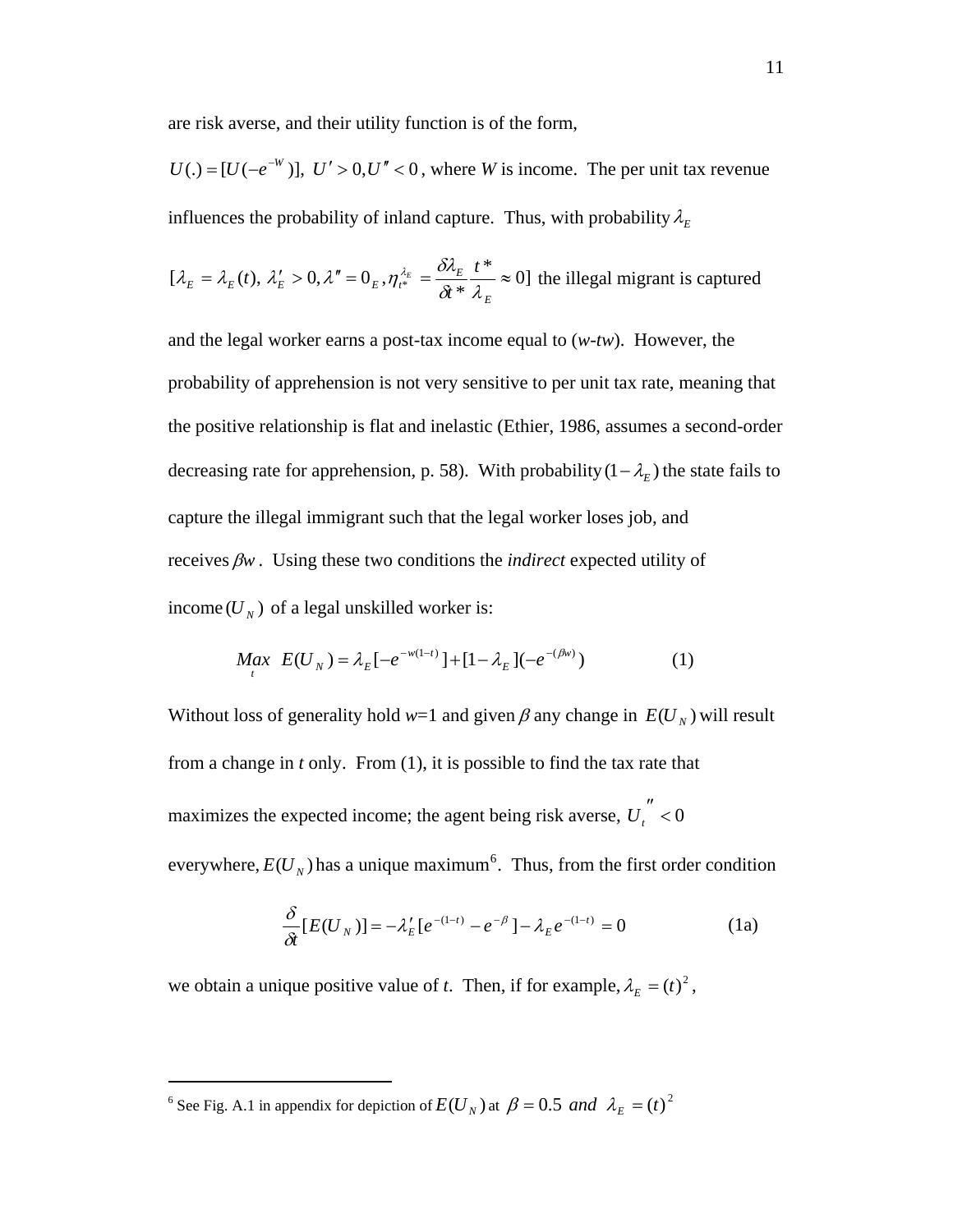are risk averse, and their utility function is of the form,

$U(.) = [U(-e^{-W})],\ U' > 0, U'' < 0$, where $W$ is income. The per unit tax revenue influences the probability of inland capture. Thus, with probability $\lambda_E$

$[\lambda_E = \lambda_E(t),\ \lambda_E' > 0, \lambda'' = 0_E, \eta_{t^*}^{\lambda_E} = \frac{\delta \lambda_E}{\delta t^*}\frac{t^*}{\lambda_E} \approx 0]$ the illegal migrant is captured and the legal worker earns a post-tax income equal to (*w*-*tw*). However, the probability of apprehension is not very sensitive to per unit tax rate, meaning that the positive relationship is flat and inelastic (Ethier, 1986, assumes a second-order decreasing rate for apprehension, p. 58). With probability $(1-\lambda_E)$ the state fails to capture the illegal immigrant such that the legal worker loses job, and receives $\beta w$. Using these two conditions the *indirect* expected utility of income $(U_N)$ of a legal unskilled worker is:

$$\underset{t}{Max}\ \ E(U_N) = \lambda_E[-e^{-w(1-t)}] + [1-\lambda_E](-e^{-(\beta w)}) \qquad (1)$$

Without loss of generality hold *w*=1 and given $\beta$ any change in $E(U_N)$ will result from a change in *t* only. From (1), it is possible to find the tax rate that maximizes the expected income; the agent being risk averse, $U_t'' < 0$ everywhere, $E(U_N)$ has a unique maximum[6]. Thus, from the first order condition

$$\frac{\delta}{\delta t}[E(U_N)] = -\lambda_E'[e^{-(1-t)} - e^{-\beta}] - \lambda_E e^{-(1-t)} = 0 \qquad (1a)$$

we obtain a unique positive value of *t*. Then, if for example, $\lambda_E = (t)^2$,

---

[6] See Fig. A.1 in appendix for depiction of $E(U_N)$ at $\beta = 0.5$ *and* $\lambda_E = (t)^2$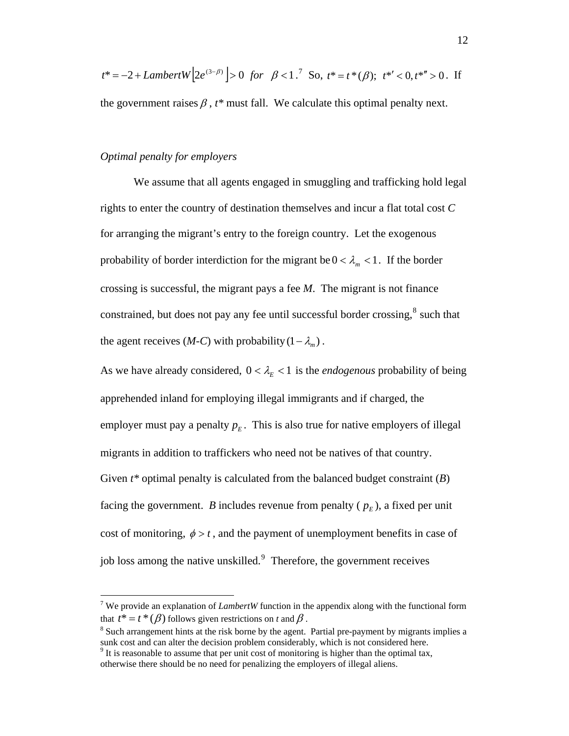$t^* = -2 + LambertW\left[2e^{(3-\beta)}\right] > 0 \;\; for \;\; \beta < 1$.[7] So, $t^* = t^*(\beta);\; t^{*\prime} < 0, t^{*\prime\prime} > 0$. If the government raises $\beta$, $t^*$ must fall. We calculate this optimal penalty next.

*Optimal penalty for employers*

We assume that all agents engaged in smuggling and trafficking hold legal rights to enter the country of destination themselves and incur a flat total cost $C$ for arranging the migrant's entry to the foreign country. Let the exogenous probability of border interdiction for the migrant be $0 < \lambda_m < 1$. If the border crossing is successful, the migrant pays a fee $M$. The migrant is not finance constrained, but does not pay any fee until successful border crossing,[8] such that the agent receives ($M$-$C$) with probability $(1 - \lambda_m)$.

As we have already considered, $0 < \lambda_E < 1$ is the *endogenous* probability of being apprehended inland for employing illegal immigrants and if charged, the employer must pay a penalty $p_E$. This is also true for native employers of illegal migrants in addition to traffickers who need not be natives of that country. Given $t^*$ optimal penalty is calculated from the balanced budget constraint ($B$) facing the government. $B$ includes revenue from penalty ( $p_E$), a fixed per unit cost of monitoring, $\phi > t$, and the payment of unemployment benefits in case of job loss among the native unskilled.[9] Therefore, the government receives

---

[7] We provide an explanation of *LambertW* function in the appendix along with the functional form that $t^* = t^*(\beta)$ follows given restrictions on $t$ and $\beta$.

[8] Such arrangement hints at the risk borne by the agent. Partial pre-payment by migrants implies a sunk cost and can alter the decision problem considerably, which is not considered here.

[9] It is reasonable to assume that per unit cost of monitoring is higher than the optimal tax, otherwise there should be no need for penalizing the employers of illegal aliens.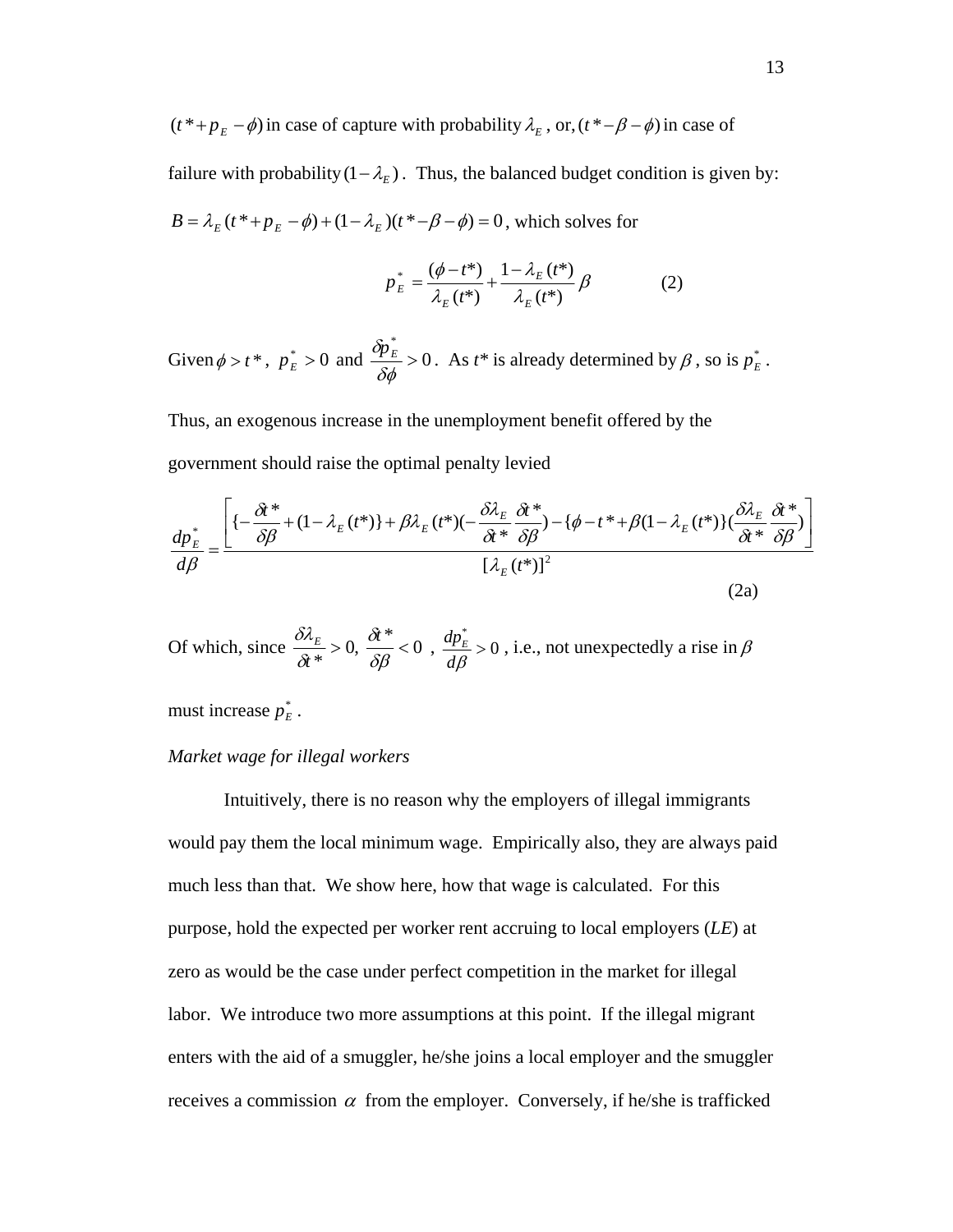$(t^* + p_E - \phi)$ in case of capture with probability $\lambda_E$, or, $(t^* - \beta - \phi)$ in case of failure with probability $(1-\lambda_E)$. Thus, the balanced budget condition is given by: $B = \lambda_E(t^* + p_E - \phi) + (1-\lambda_E)(t^* - \beta - \phi) = 0$, which solves for

$$p_E^* = \frac{(\phi - t^*)}{\lambda_E(t^*)} + \frac{1-\lambda_E(t^*)}{\lambda_E(t^*)}\beta \qquad (2)$$

Given $\phi > t^*$, $p_E^* > 0$ and $\frac{\delta p_E^*}{\delta \phi} > 0$. As $t^*$ is already determined by $\beta$, so is $p_E^*$. Thus, an exogenous increase in the unemployment benefit offered by the government should raise the optimal penalty levied

$$\frac{dp_E^*}{d\beta} = \frac{\left[\{-\frac{\delta t^*}{\delta \beta} + (1-\lambda_E(t^*)\} + \beta\lambda_E(t^*)(-\frac{\delta \lambda_E}{\delta t^*}\frac{\delta t^*}{\delta \beta}) - \{\phi - t^* + \beta(1-\lambda_E(t^*)\}(\frac{\delta \lambda_E}{\delta t^*}\frac{\delta t^*}{\delta \beta})\right]}{[\lambda_E(t^*)]^2} \qquad (2a)$$

Of which, since $\frac{\delta \lambda_E}{\delta t^*} > 0,\ \frac{\delta t^*}{\delta \beta} < 0$ , $\frac{dp_E^*}{d\beta} > 0$, i.e., not unexpectedly a rise in $\beta$ must increase $p_E^*$.

*Market wage for illegal workers*

Intuitively, there is no reason why the employers of illegal immigrants would pay them the local minimum wage. Empirically also, they are always paid much less than that. We show here, how that wage is calculated. For this purpose, hold the expected per worker rent accruing to local employers (*LE*) at zero as would be the case under perfect competition in the market for illegal labor. We introduce two more assumptions at this point. If the illegal migrant enters with the aid of a smuggler, he/she joins a local employer and the smuggler receives a commission $\alpha$ from the employer. Conversely, if he/she is trafficked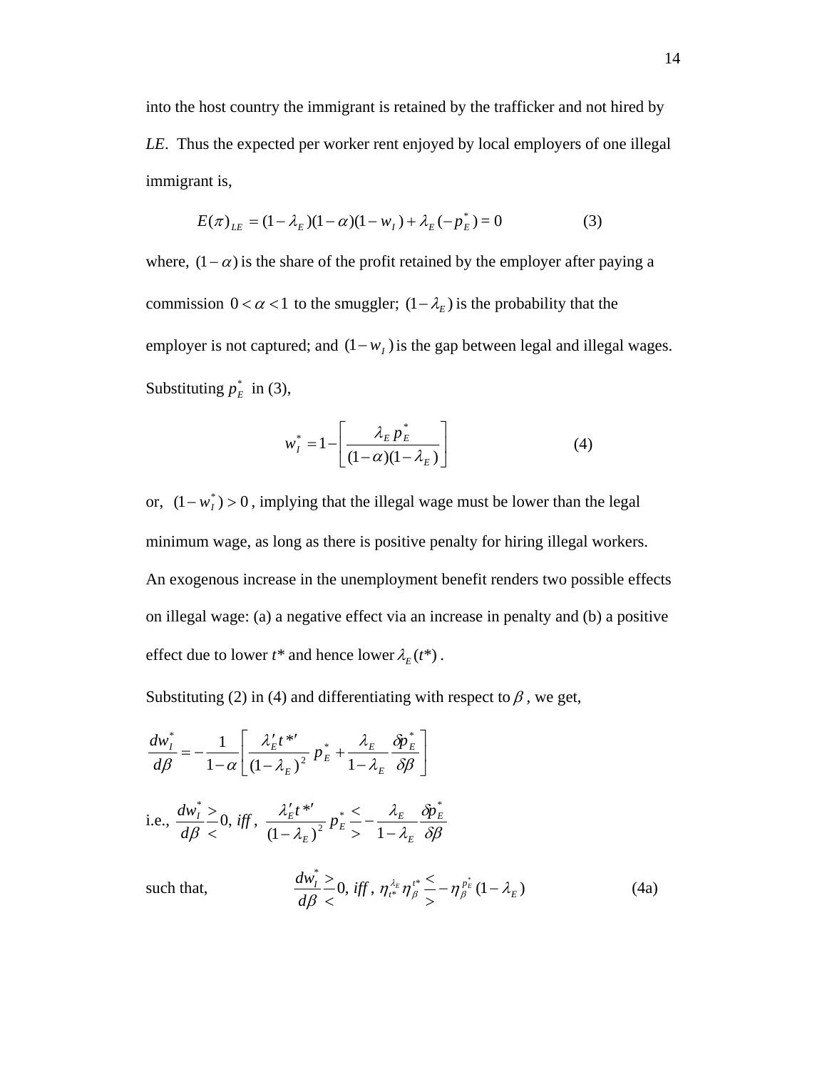into the host country the immigrant is retained by the trafficker and not hired by *LE*. Thus the expected per worker rent enjoyed by local employers of one illegal immigrant is,

$$E(\pi)_{LE} = (1-\lambda_E)(1-\alpha)(1-w_I) + \lambda_E(-p_E^*) = 0 \qquad (3)$$

where, $(1-\alpha)$ is the share of the profit retained by the employer after paying a commission $0 < \alpha < 1$ to the smuggler; $(1-\lambda_E)$ is the probability that the employer is not captured; and $(1-w_I)$ is the gap between legal and illegal wages. Substituting $p_E^*$ in (3),

$$w_I^* = 1 - \left[\frac{\lambda_E \, p_E^*}{(1-\alpha)(1-\lambda_E)}\right] \qquad (4)$$

or, $(1-w_I^*) > 0$, implying that the illegal wage must be lower than the legal minimum wage, as long as there is positive penalty for hiring illegal workers. An exogenous increase in the unemployment benefit renders two possible effects on illegal wage: (a) a negative effect via an increase in penalty and (b) a positive effect due to lower *t\** and hence lower $\lambda_E(t^*)$.

Substituting (2) in (4) and differentiating with respect to $\beta$, we get,

$$\frac{dw_I^*}{d\beta} = -\frac{1}{1-\alpha}\left[\frac{\lambda_E' t^{*\prime}}{(1-\lambda_E)^2} p_E^* + \frac{\lambda_E}{1-\lambda_E}\frac{\delta p_E^*}{\delta \beta}\right]$$

i.e., $\dfrac{dw_I^*}{d\beta} \overset{>}{<} 0, \; iff, \; \dfrac{\lambda_E' t^{*\prime}}{(1-\lambda_E)^2} p_E^* \overset{<}{>} -\dfrac{\lambda_E}{1-\lambda_E}\dfrac{\delta p_E^*}{\delta \beta}$

such that,

$$\frac{dw_I^*}{d\beta} \overset{>}{<} 0, \; iff, \; \eta_{t^*}^{\lambda_E} \eta_{\beta}^{t^*} \overset{<}{>} -\eta_{\beta}^{p_E^*}(1-\lambda_E) \qquad (4a)$$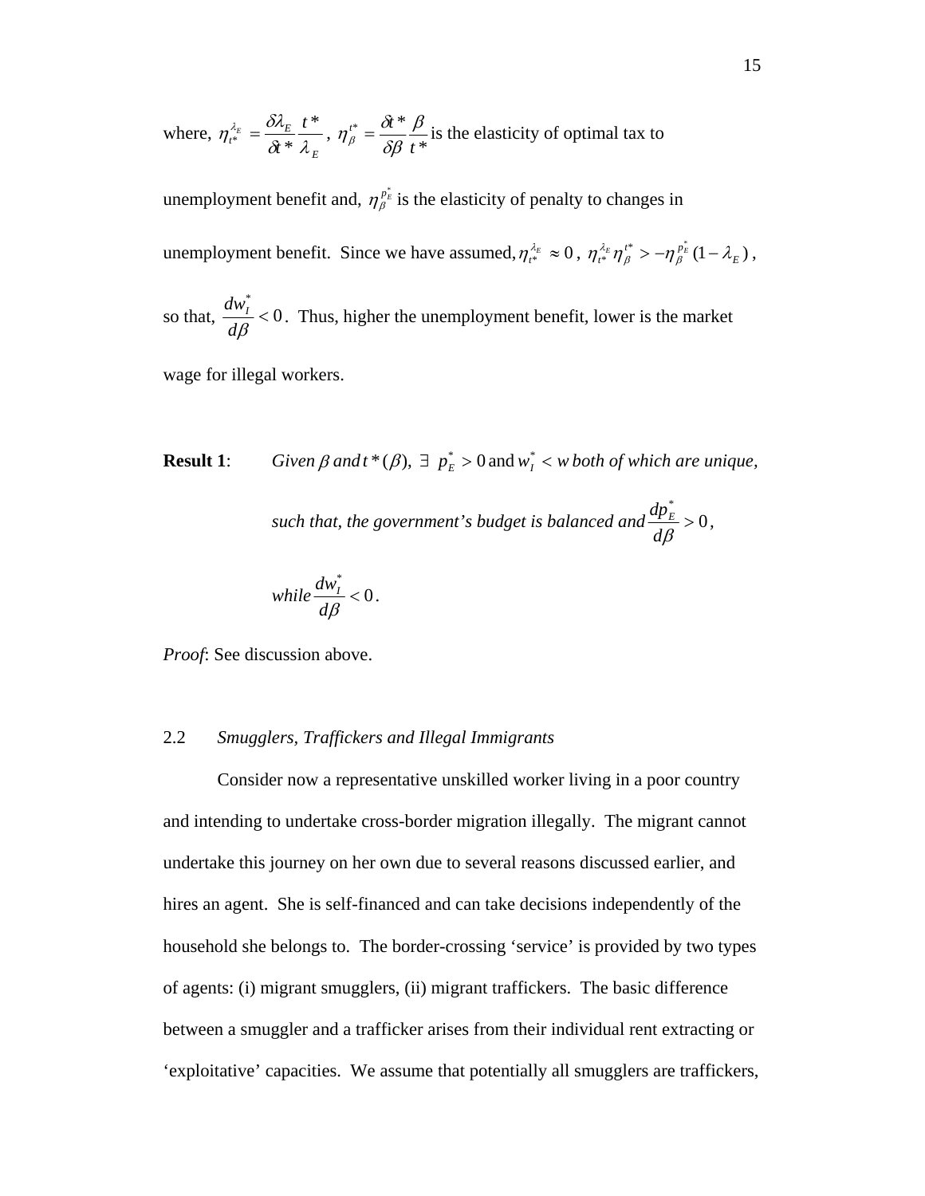where, $\eta_{t^*}^{\lambda_E} = \frac{\delta \lambda_E}{\delta t^*} \frac{t^*}{\lambda_E}$, $\eta_{\beta}^{t^*} = \frac{\delta t^*}{\delta \beta} \frac{\beta}{t^*}$ is the elasticity of optimal tax to unemployment benefit and, $\eta_{\beta}^{p_E^*}$ is the elasticity of penalty to changes in unemployment benefit. Since we have assumed, $\eta_{t^*}^{\lambda_E} \approx 0$, $\eta_{t^*}^{\lambda_E} \eta_{\beta}^{t^*} > -\eta_{\beta}^{p_E^*}(1-\lambda_E)$, so that, $\frac{dw_I^*}{d\beta} < 0$. Thus, higher the unemployment benefit, lower is the market wage for illegal workers.

**Result 1**: *Given $\beta$ and $t^*(\beta)$, $\exists$ $p_E^* > 0$ and $w_I^* < w$ both of which are unique, such that, the government's budget is balanced and $\frac{dp_E^*}{d\beta} > 0$, while $\frac{dw_I^*}{d\beta} < 0$.*

*Proof*: See discussion above.

## 2.2 *Smugglers, Traffickers and Illegal Immigrants*

Consider now a representative unskilled worker living in a poor country and intending to undertake cross-border migration illegally. The migrant cannot undertake this journey on her own due to several reasons discussed earlier, and hires an agent. She is self-financed and can take decisions independently of the household she belongs to. The border-crossing 'service' is provided by two types of agents: (i) migrant smugglers, (ii) migrant traffickers. The basic difference between a smuggler and a trafficker arises from their individual rent extracting or 'exploitative' capacities. We assume that potentially all smugglers are traffickers,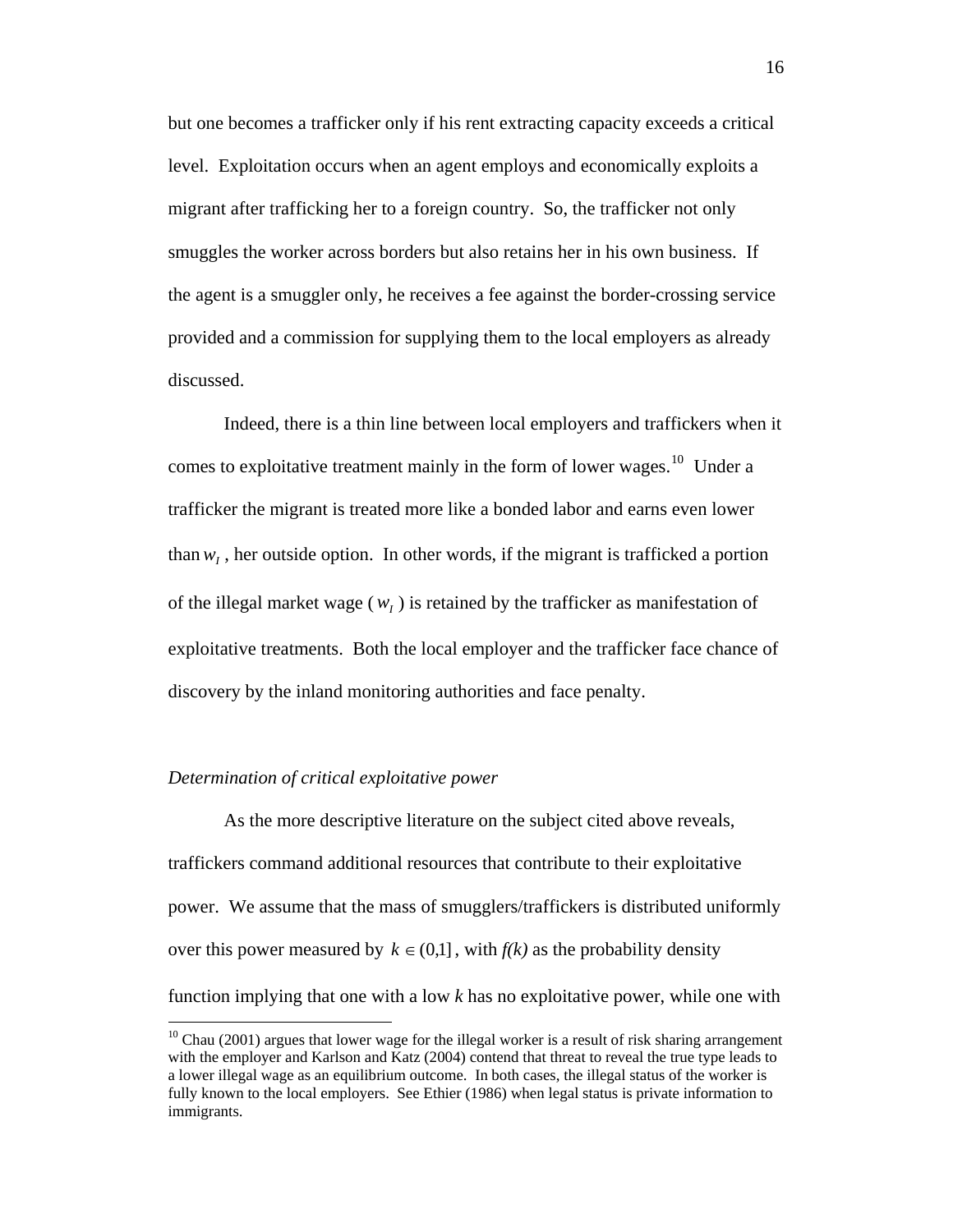but one becomes a trafficker only if his rent extracting capacity exceeds a critical level. Exploitation occurs when an agent employs and economically exploits a migrant after trafficking her to a foreign country. So, the trafficker not only smuggles the worker across borders but also retains her in his own business. If the agent is a smuggler only, he receives a fee against the border-crossing service provided and a commission for supplying them to the local employers as already discussed.

Indeed, there is a thin line between local employers and traffickers when it comes to exploitative treatment mainly in the form of lower wages.[10] Under a trafficker the migrant is treated more like a bonded labor and earns even lower than $w_I$, her outside option. In other words, if the migrant is trafficked a portion of the illegal market wage ($w_I$) is retained by the trafficker as manifestation of exploitative treatments. Both the local employer and the trafficker face chance of discovery by the inland monitoring authorities and face penalty.

*Determination of critical exploitative power*

As the more descriptive literature on the subject cited above reveals, traffickers command additional resources that contribute to their exploitative power. We assume that the mass of smugglers/traffickers is distributed uniformly over this power measured by $k \in (0,1]$, with *f(k)* as the probability density function implying that one with a low *k* has no exploitative power, while one with

[10] Chau (2001) argues that lower wage for the illegal worker is a result of risk sharing arrangement with the employer and Karlson and Katz (2004) contend that threat to reveal the true type leads to a lower illegal wage as an equilibrium outcome. In both cases, the illegal status of the worker is fully known to the local employers. See Ethier (1986) when legal status is private information to immigrants.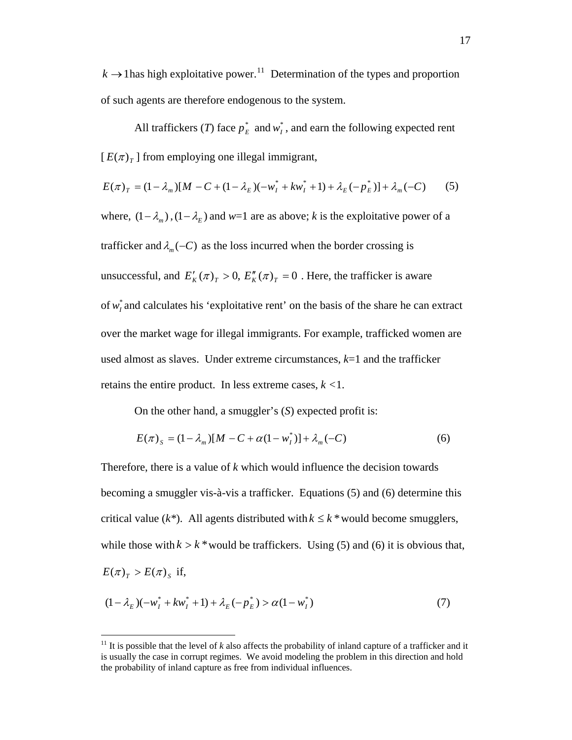$k \to 1$ has high exploitative power.[11] Determination of the types and proportion of such agents are therefore endogenous to the system.

All traffickers (*T*) face $p_E^*$ and $w_I^*$, and earn the following expected rent [$E(\pi)_T$] from employing one illegal immigrant,

$$E(\pi)_T = (1-\lambda_m)[M - C + (1-\lambda_E)(-w_I^* + kw_I^* + 1) + \lambda_E(-p_E^*)] + \lambda_m(-C) \qquad (5)$$

where, $(1-\lambda_m)$, $(1-\lambda_E)$ and $w$=1 are as above; $k$ is the exploitative power of a trafficker and $\lambda_m(-C)$ as the loss incurred when the border crossing is unsuccessful, and $E'_K(\pi)_T > 0$, $E''_K(\pi)_T = 0$ . Here, the trafficker is aware of $w_I^*$ and calculates his 'exploitative rent' on the basis of the share he can extract over the market wage for illegal immigrants. For example, trafficked women are used almost as slaves. Under extreme circumstances, $k$=1 and the trafficker retains the entire product. In less extreme cases, $k$ <1.

On the other hand, a smuggler's (*S*) expected profit is:

$$E(\pi)_S = (1-\lambda_m)[M - C + \alpha(1-w_I^*)] + \lambda_m(-C) \qquad (6)$$

Therefore, there is a value of $k$ which would influence the decision towards becoming a smuggler vis-à-vis a trafficker. Equations (5) and (6) determine this critical value ($k$*). All agents distributed with $k \le k^*$ would become smugglers, while those with $k > k^*$ would be traffickers. Using (5) and (6) it is obvious that, $E(\pi)_T > E(\pi)_S$ if,

$$(1-\lambda_E)(-w_I^* + kw_I^* + 1) + \lambda_E(-p_E^*) > \alpha(1-w_I^*) \qquad (7)$$

---

[11] It is possible that the level of $k$ also affects the probability of inland capture of a trafficker and it is usually the case in corrupt regimes. We avoid modeling the problem in this direction and hold the probability of inland capture as free from individual influences.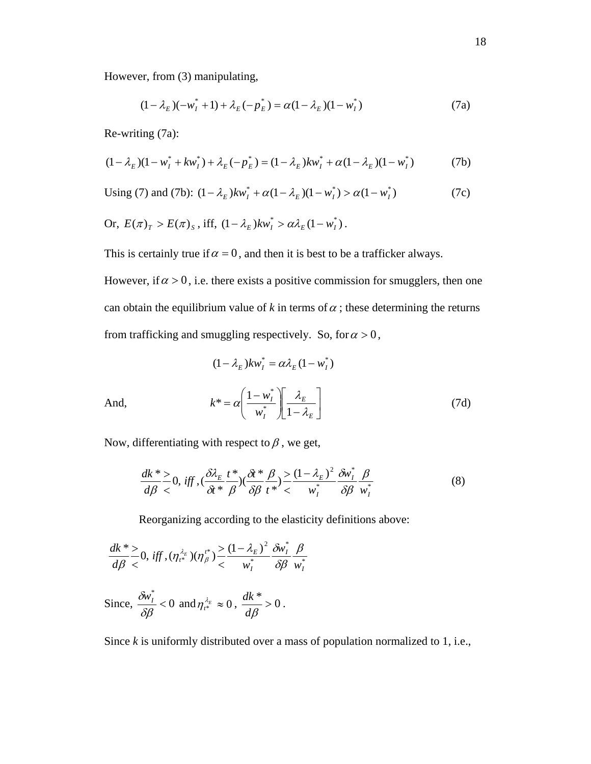However, from (3) manipulating,

$$(1-\lambda_E)(-w_I^*+1)+\lambda_E(-p_E^*)=\alpha(1-\lambda_E)(1-w_I^*) \tag{7a}$$

Re-writing (7a):

$$(1-\lambda_E)(1-w_I^*+kw_I^*)+\lambda_E(-p_E^*)=(1-\lambda_E)kw_I^*+\alpha(1-\lambda_E)(1-w_I^*) \tag{7b}$$

Using (7) and (7b): $(1-\lambda_E)kw_I^*+\alpha(1-\lambda_E)(1-w_I^*)>\alpha(1-w_I^*)$ (7c)

Or, $E(\pi)_T > E(\pi)_S$, iff, $(1-\lambda_E)kw_I^* > \alpha\lambda_E(1-w_I^*)$.

This is certainly true if $\alpha=0$, and then it is best to be a trafficker always.

However, if $\alpha>0$, i.e. there exists a positive commission for smugglers, then one can obtain the equilibrium value of *k* in terms of $\alpha$; these determining the returns from trafficking and smuggling respectively. So, for $\alpha>0$,

$$(1-\lambda_E)kw_I^*=\alpha\lambda_E(1-w_I^*)$$

And,
$$k^*=\alpha\left(\frac{1-w_I^*}{w_I^*}\right)\left[\frac{\lambda_E}{1-\lambda_E}\right] \tag{7d}$$

Now, differentiating with respect to $\beta$, we get,

$$\frac{dk^*}{d\beta}\gtrless 0,\ iff,\ \left(\frac{\delta\lambda_E}{\delta t^*}\frac{t^*}{\beta}\right)\left(\frac{\delta t^*}{\delta\beta}\frac{\beta}{t^*}\right)\gtrless\frac{(1-\lambda_E)^2}{w_I^*}\frac{\delta w_I^*}{\delta\beta}\frac{\beta}{w_I^*} \tag{8}$$

Reorganizing according to the elasticity definitions above:

$$\frac{dk^*}{d\beta}\gtrless 0,\ iff,\ (\eta_{t^*}^{\lambda_E})(\eta_{\beta}^{t^*})\gtrless\frac{(1-\lambda_E)^2}{w_I^*}\frac{\delta w_I^*}{\delta\beta}\frac{\beta}{w_I^*}$$

Since, $\frac{\delta w_I^*}{\delta\beta}<0$ and $\eta_{t^*}^{\lambda_E}\approx 0$, $\frac{dk^*}{d\beta}>0$.

Since *k* is uniformly distributed over a mass of population normalized to 1, i.e.,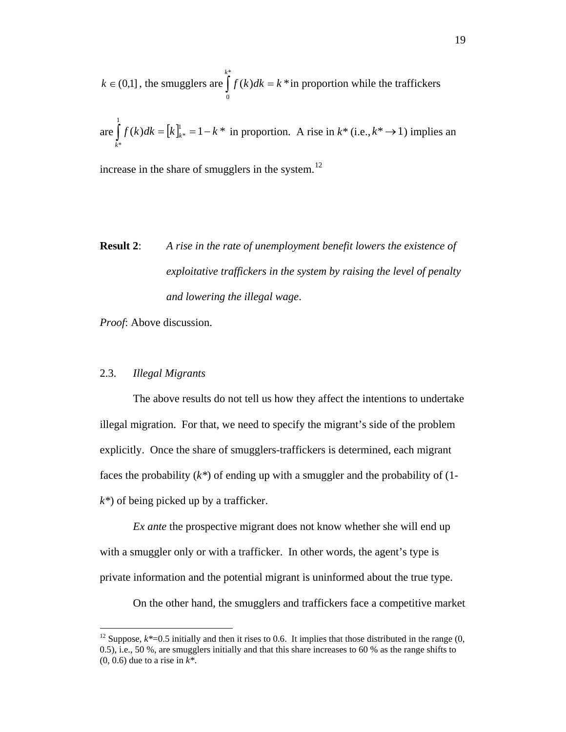$k \in (0,1]$, the smugglers are $\int_0^{k^*} f(k)dk = k^*$ in proportion while the traffickers are $\int_{k^*}^{1} f(k)dk = [k]_{k^*}^{1} = 1 - k^*$ in proportion. A rise in $k^*$ (i.e., $k^* \to 1$) implies an increase in the share of smugglers in the system.[12]

**Result 2**: *A rise in the rate of unemployment benefit lowers the existence of exploitative traffickers in the system by raising the level of penalty and lowering the illegal wage*.

*Proof*: Above discussion.

### 2.3. *Illegal Migrants*

The above results do not tell us how they affect the intentions to undertake illegal migration. For that, we need to specify the migrant's side of the problem explicitly. Once the share of smugglers-traffickers is determined, each migrant faces the probability ($k^*$) of ending up with a smuggler and the probability of ($1-k^*$) of being picked up by a trafficker.

*Ex ante* the prospective migrant does not know whether she will end up with a smuggler only or with a trafficker. In other words, the agent's type is private information and the potential migrant is uninformed about the true type.

On the other hand, the smugglers and traffickers face a competitive market

---

[12] Suppose, $k^*$=0.5 initially and then it rises to 0.6. It implies that those distributed in the range (0, 0.5), i.e., 50 %, are smugglers initially and that this share increases to 60 % as the range shifts to (0, 0.6) due to a rise in $k^*$.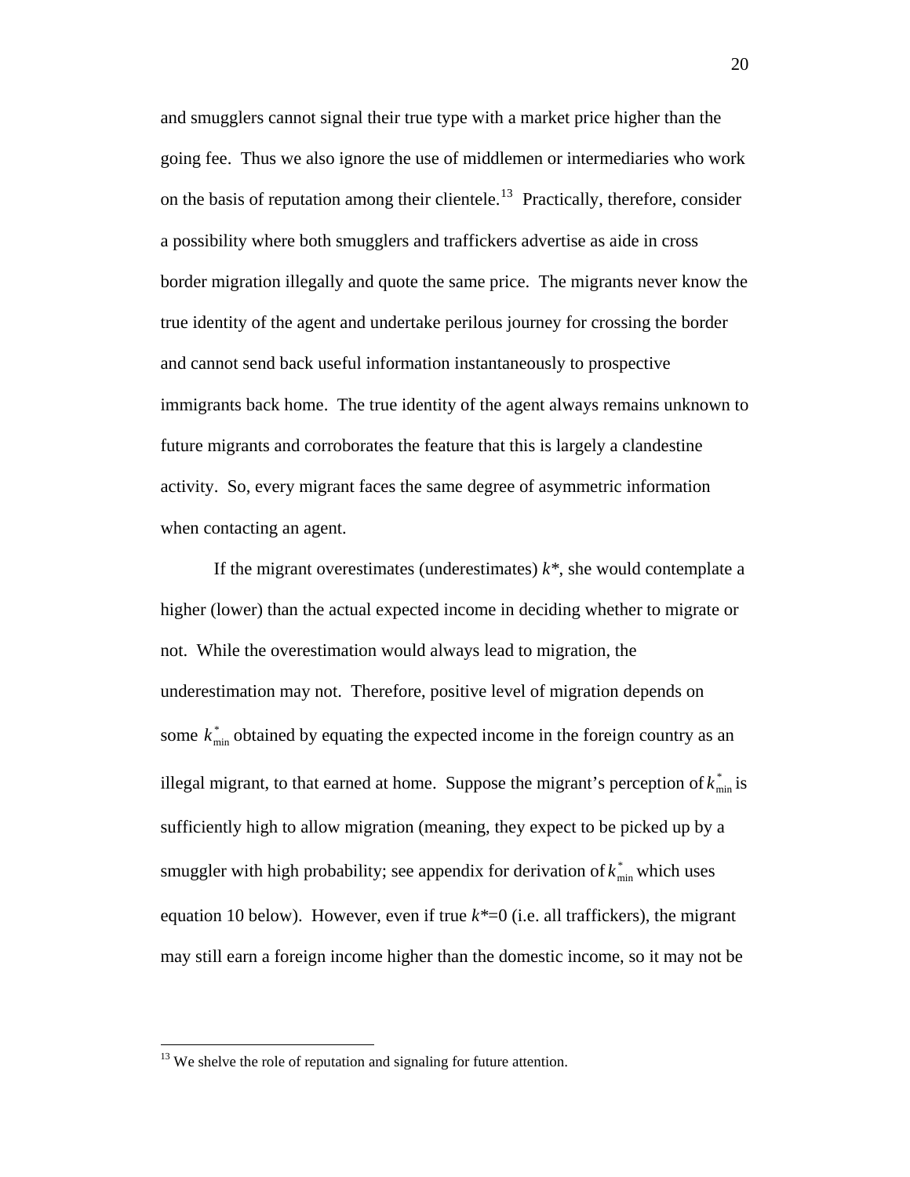and smugglers cannot signal their true type with a market price higher than the going fee. Thus we also ignore the use of middlemen or intermediaries who work on the basis of reputation among their clientele.[13] Practically, therefore, consider a possibility where both smugglers and traffickers advertise as aide in cross border migration illegally and quote the same price. The migrants never know the true identity of the agent and undertake perilous journey for crossing the border and cannot send back useful information instantaneously to prospective immigrants back home. The true identity of the agent always remains unknown to future migrants and corroborates the feature that this is largely a clandestine activity. So, every migrant faces the same degree of asymmetric information when contacting an agent.

If the migrant overestimates (underestimates) $k^*$, she would contemplate a higher (lower) than the actual expected income in deciding whether to migrate or not. While the overestimation would always lead to migration, the underestimation may not. Therefore, positive level of migration depends on some $k^*_{\min}$ obtained by equating the expected income in the foreign country as an illegal migrant, to that earned at home. Suppose the migrant's perception of $k^*_{\min}$ is sufficiently high to allow migration (meaning, they expect to be picked up by a smuggler with high probability; see appendix for derivation of $k^*_{\min}$ which uses equation 10 below). However, even if true $k^*$=0 (i.e. all traffickers), the migrant may still earn a foreign income higher than the domestic income, so it may not be

[13] We shelve the role of reputation and signaling for future attention.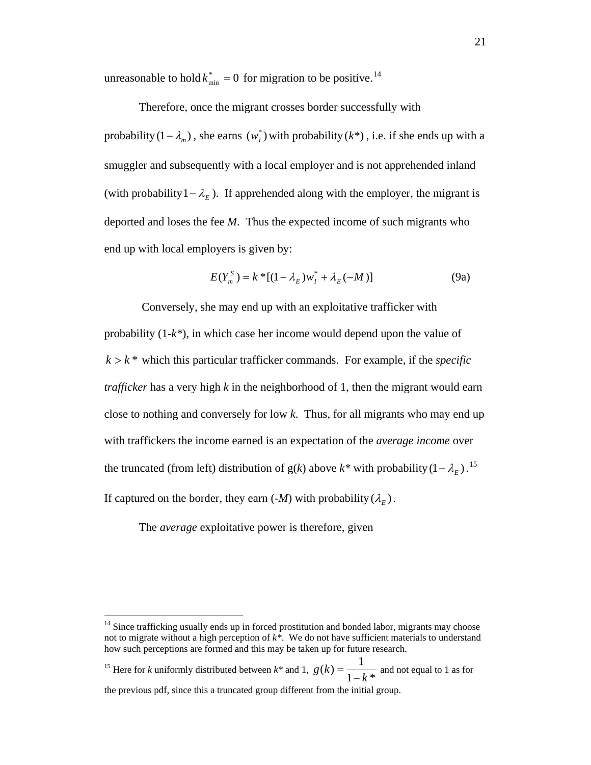unreasonable to hold $k^*_{\min} = 0$ for migration to be positive.[14]

Therefore, once the migrant crosses border successfully with probability $(1-\lambda_m)$, she earns $(w^*_I)$ with probability $(k^*)$, i.e. if she ends up with a smuggler and subsequently with a local employer and is not apprehended inland (with probability $1-\lambda_E$). If apprehended along with the employer, the migrant is deported and loses the fee *M*. Thus the expected income of such migrants who end up with local employers is given by:

$$E(Y^S_m) = k^*[(1-\lambda_E)w^*_I + \lambda_E(-M)] \tag{9a}$$

Conversely, she may end up with an exploitative trafficker with probability (1-$k^*$), in which case her income would depend upon the value of $k > k^*$ which this particular trafficker commands. For example, if the *specific trafficker* has a very high *k* in the neighborhood of 1, then the migrant would earn close to nothing and conversely for low *k*. Thus, for all migrants who may end up with traffickers the income earned is an expectation of the *average income* over the truncated (from left) distribution of g(*k*) above $k^*$ with probability $(1-\lambda_E)$.[15] If captured on the border, they earn (-*M*) with probability $(\lambda_E)$.

The *average* exploitative power is therefore, given

---

[14] Since trafficking usually ends up in forced prostitution and bonded labor, migrants may choose not to migrate without a high perception of $k^*$. We do not have sufficient materials to understand how such perceptions are formed and this may be taken up for future research.

[15] Here for *k* uniformly distributed between $k^*$ and 1, $g(k) = \dfrac{1}{1-k^*}$ and not equal to 1 as for the previous pdf, since this a truncated group different from the initial group.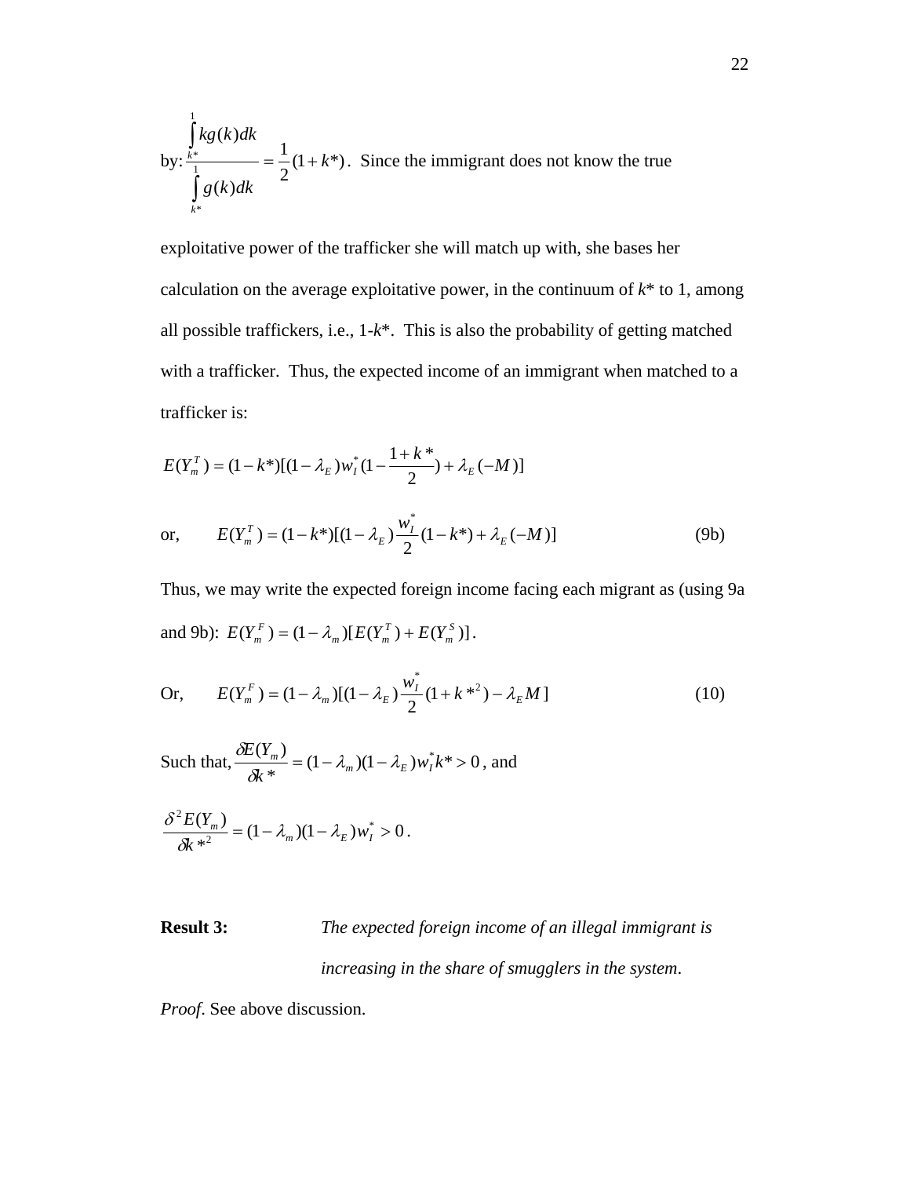by: $\frac{\int_{k*}^{1} kg(k)dk}{\int_{k*}^{1} g(k)dk} = \frac{1}{2}(1+k*)$. Since the immigrant does not know the true exploitative power of the trafficker she will match up with, she bases her calculation on the average exploitative power, in the continuum of *k** to 1, among all possible traffickers, i.e., 1-*k**. This is also the probability of getting matched with a trafficker. Thus, the expected income of an immigrant when matched to a trafficker is:

$$E(Y_m^T) = (1-k*)[(1-\lambda_E)w_I^*(1-\frac{1+k*}{2}) + \lambda_E(-M)]$$

or, $$E(Y_m^T) = (1-k*)[(1-\lambda_E)\frac{w_I^*}{2}(1-k*) + \lambda_E(-M)] \tag{9b}$$

Thus, we may write the expected foreign income facing each migrant as (using 9a and 9b): $E(Y_m^F) = (1-\lambda_m)[E(Y_m^T) + E(Y_m^S)]$.

Or, $$E(Y_m^F) = (1-\lambda_m)[(1-\lambda_E)\frac{w_I^*}{2}(1+k*^2) - \lambda_E M] \tag{10}$$

Such that, $\frac{\delta E(Y_m)}{\delta k*} = (1-\lambda_m)(1-\lambda_E)w_I^* k* > 0$, and

$$\frac{\delta^2 E(Y_m)}{\delta k*^2} = (1-\lambda_m)(1-\lambda_E)w_I^* > 0.$$

**Result 3:** *The expected foreign income of an illegal immigrant is increasing in the share of smugglers in the system*.

*Proof.* See above discussion.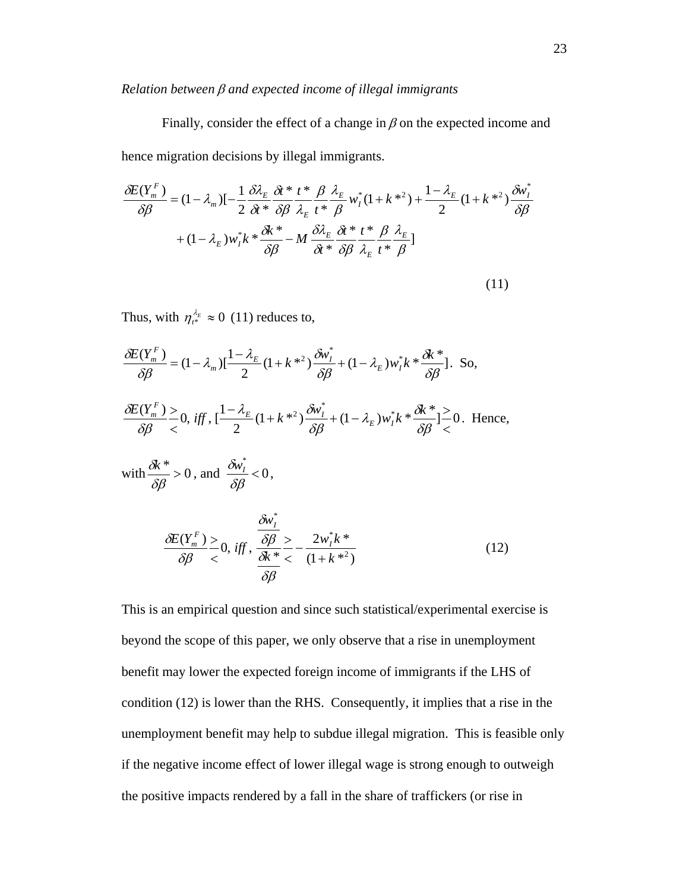*Relation between $\beta$ and expected income of illegal immigrants*

Finally, consider the effect of a change in $\beta$ on the expected income and hence migration decisions by illegal immigrants.

$$\frac{\delta E(Y_m^F)}{\delta \beta} = (1-\lambda_m)[-\frac{1}{2}\frac{\delta \lambda_E}{\delta t^*}\frac{\delta t^*}{\delta \beta}\frac{t^*}{\lambda_E}\frac{\beta}{t^*}\frac{\lambda_E}{\beta}w_I^*(1+k^{*2}) + \frac{1-\lambda_E}{2}(1+k^{*2})\frac{\delta w_I^*}{\delta \beta}$$
$$+ (1-\lambda_E)w_I^* k^* \frac{\delta k^*}{\delta \beta} - M\frac{\delta \lambda_E}{\delta t^*}\frac{\delta t^*}{\delta \beta}\frac{t^*}{\lambda_E}\frac{\beta}{t^*}\frac{\lambda_E}{\beta}] \tag{11}$$

Thus, with $\eta_{t^*}^{\lambda_E} \approx 0$ (11) reduces to,

$\frac{\delta E(Y_m^F)}{\delta \beta} = (1-\lambda_m)[\frac{1-\lambda_E}{2}(1+k^{*2})\frac{\delta w_I^*}{\delta \beta} + (1-\lambda_E)w_I^* k^* \frac{\delta k^*}{\delta \beta}]$. So,

$\frac{\delta E(Y_m^F)}{\delta \beta} \gtrless 0, \; iff, \; [\frac{1-\lambda_E}{2}(1+k^{*2})\frac{\delta w_I^*}{\delta \beta} + (1-\lambda_E)w_I^* k^* \frac{\delta k^*}{\delta \beta}] \gtrless 0$. Hence,

with $\frac{\delta k^*}{\delta \beta} > 0$, and $\frac{\delta w_I^*}{\delta \beta} < 0$,

$$\frac{\delta E(Y_m^F)}{\delta \beta} \gtrless 0, \; iff, \; \frac{\frac{\delta w_I^*}{\delta \beta}}{\frac{\delta k^*}{\delta \beta}} \gtrless -\frac{2w_I^* k^*}{(1+k^{*2})} \tag{12}$$

This is an empirical question and since such statistical/experimental exercise is beyond the scope of this paper, we only observe that a rise in unemployment benefit may lower the expected foreign income of immigrants if the LHS of condition (12) is lower than the RHS. Consequently, it implies that a rise in the unemployment benefit may help to subdue illegal migration. This is feasible only if the negative income effect of lower illegal wage is strong enough to outweigh the positive impacts rendered by a fall in the share of traffickers (or rise in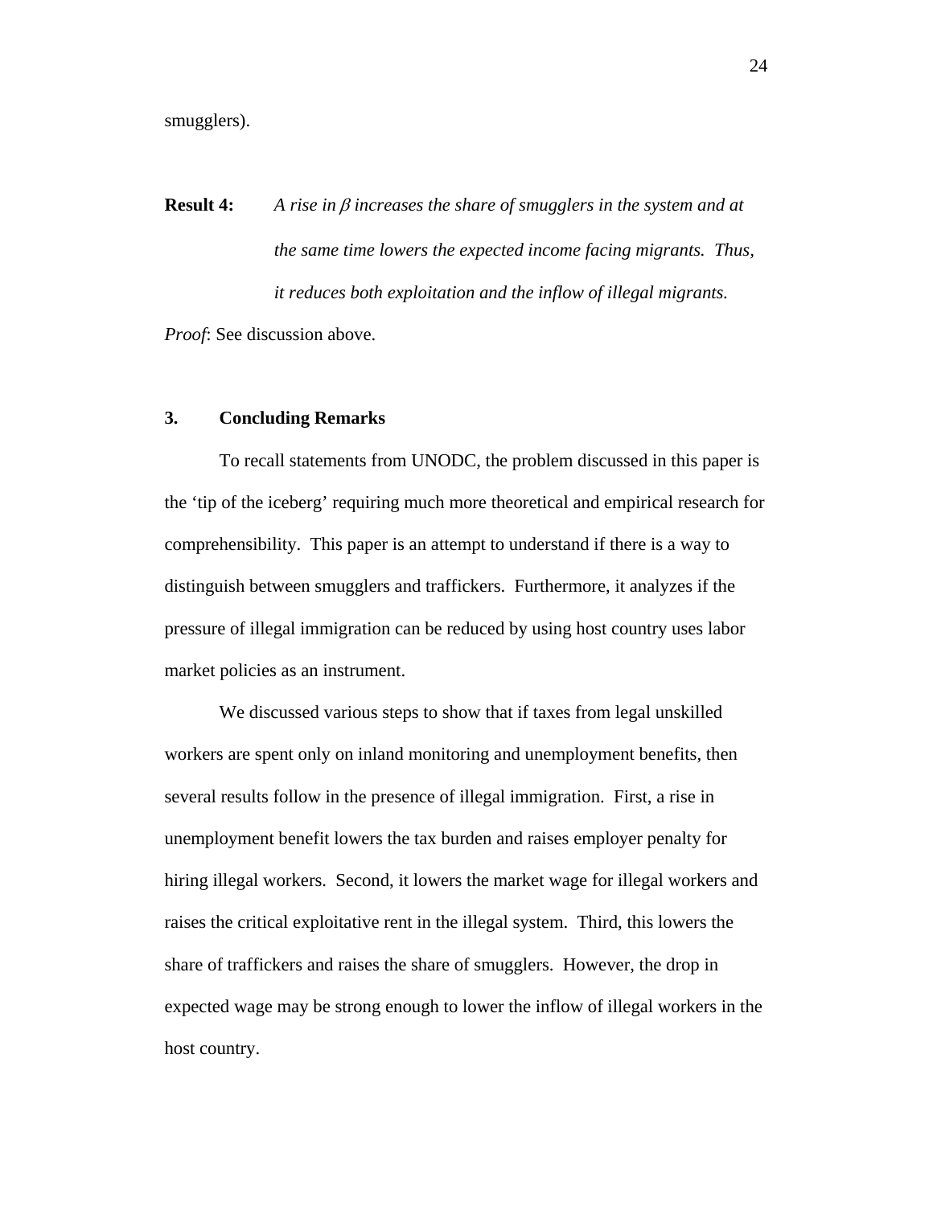smugglers).

**Result 4:** *A rise in $\beta$ increases the share of smugglers in the system and at the same time lowers the expected income facing migrants. Thus, it reduces both exploitation and the inflow of illegal migrants.*

*Proof*: See discussion above.

## 3. Concluding Remarks

To recall statements from UNODC, the problem discussed in this paper is the 'tip of the iceberg' requiring much more theoretical and empirical research for comprehensibility. This paper is an attempt to understand if there is a way to distinguish between smugglers and traffickers. Furthermore, it analyzes if the pressure of illegal immigration can be reduced by using host country uses labor market policies as an instrument.

We discussed various steps to show that if taxes from legal unskilled workers are spent only on inland monitoring and unemployment benefits, then several results follow in the presence of illegal immigration. First, a rise in unemployment benefit lowers the tax burden and raises employer penalty for hiring illegal workers. Second, it lowers the market wage for illegal workers and raises the critical exploitative rent in the illegal system. Third, this lowers the share of traffickers and raises the share of smugglers. However, the drop in expected wage may be strong enough to lower the inflow of illegal workers in the host country.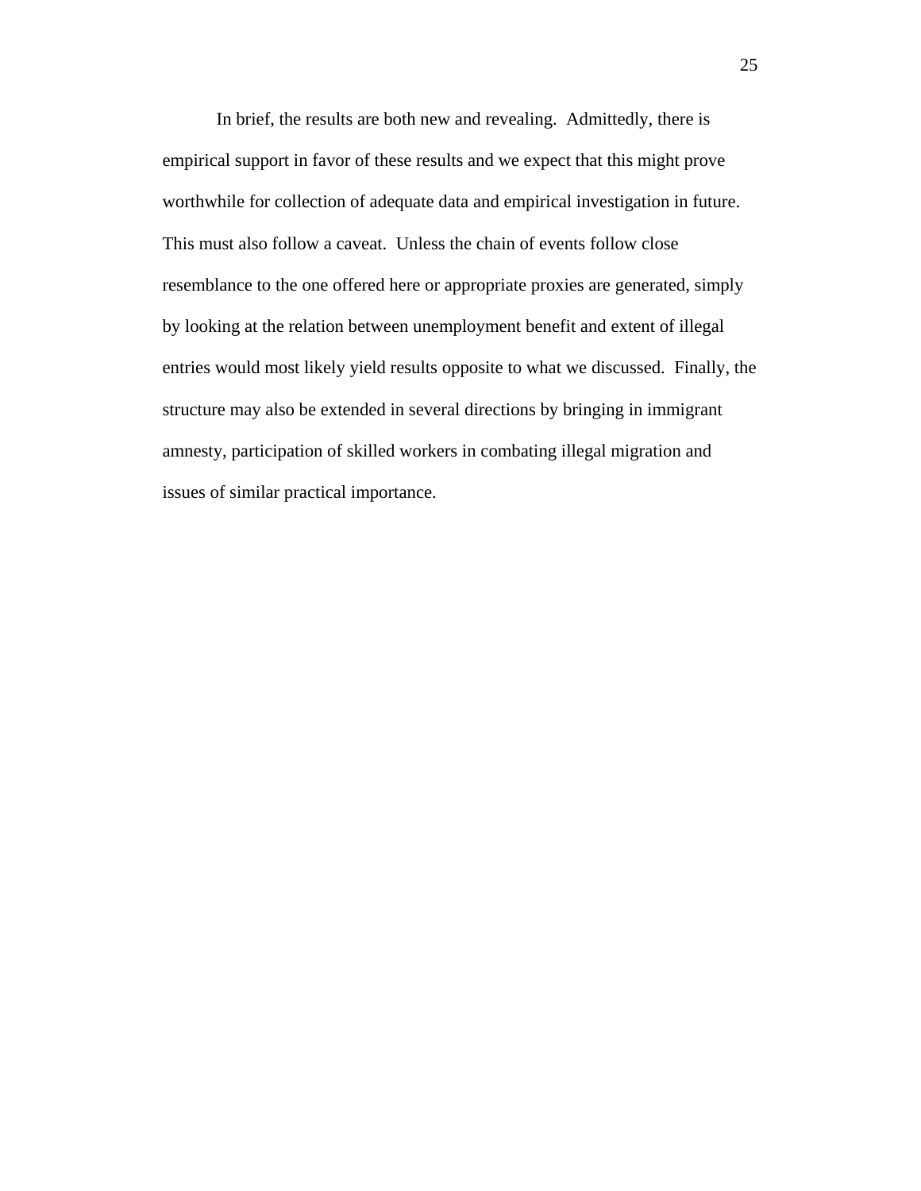In brief, the results are both new and revealing. Admittedly, there is empirical support in favor of these results and we expect that this might prove worthwhile for collection of adequate data and empirical investigation in future. This must also follow a caveat. Unless the chain of events follow close resemblance to the one offered here or appropriate proxies are generated, simply by looking at the relation between unemployment benefit and extent of illegal entries would most likely yield results opposite to what we discussed. Finally, the structure may also be extended in several directions by bringing in immigrant amnesty, participation of skilled workers in combating illegal migration and issues of similar practical importance.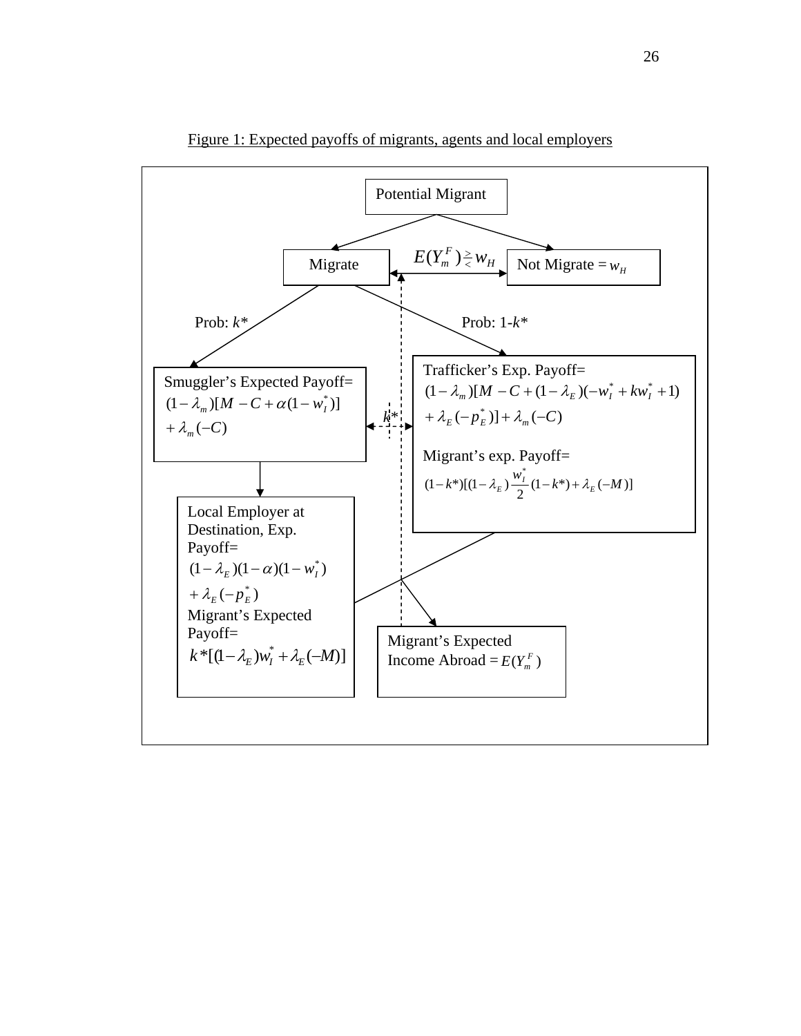Figure 1: Expected payoffs of migrants, agents and local employers

Potential Migrant

Migrate — $E(Y_m^F) \gtrless w_H$ — Not Migrate = $w_H$

Prob: $k^*$

Prob: 1-$k^*$

Smuggler's Expected Payoff=
$(1-\lambda_m)[M - C + \alpha(1-w_I^*)] + \lambda_m(-C)$

$k^*$

Trafficker's Exp. Payoff=
$(1-\lambda_m)[M - C + (1-\lambda_E)(-w_I^* + kw_I^* + 1) + \lambda_E(-p_E^*)] + \lambda_m(-C)$

Migrant's exp. Payoff=
$(1-k^*)[(1-\lambda_E)\frac{w_I^*}{2}(1-k^*) + \lambda_E(-M)]$

Local Employer at Destination, Exp. Payoff=
$(1-\lambda_E)(1-\alpha)(1-w_I^*) + \lambda_E(-p_E^*)$
Migrant's Expected Payoff=
$k^*[(1-\lambda_E)w_I^* + \lambda_E(-M)]$

Migrant's Expected Income Abroad = $E(Y_m^F)$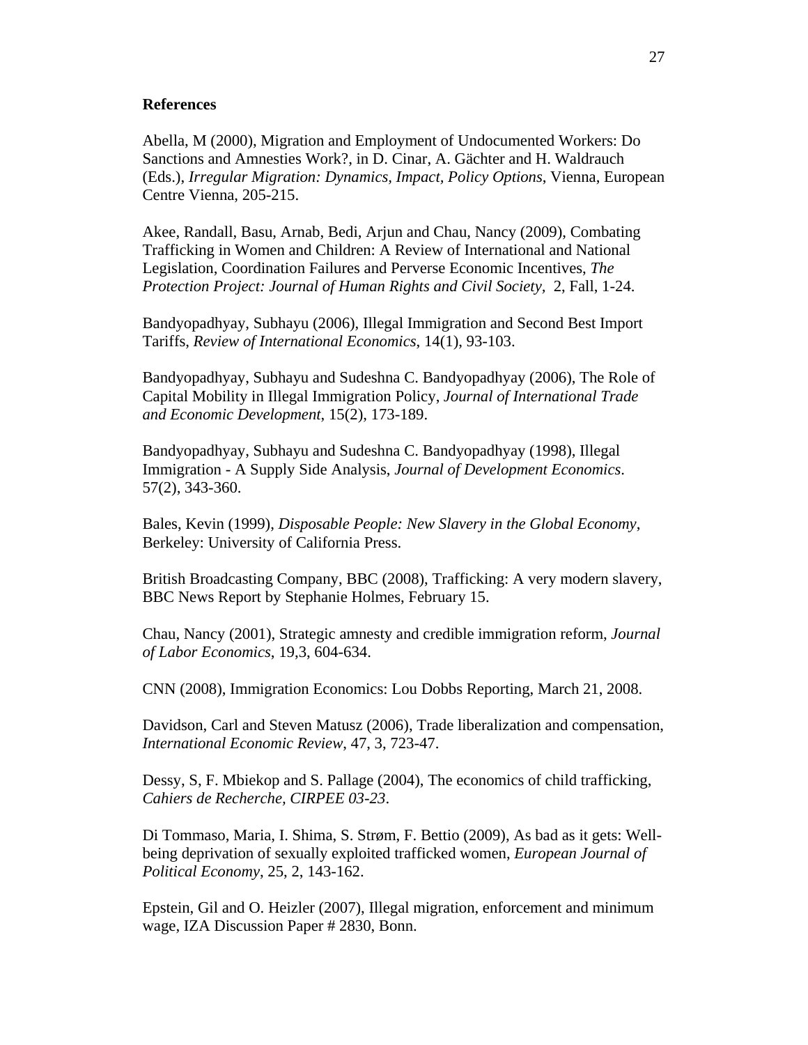**References**

Abella, M (2000), Migration and Employment of Undocumented Workers: Do Sanctions and Amnesties Work?, in D. Cinar, A. Gächter and H. Waldrauch (Eds.), *Irregular Migration: Dynamics, Impact, Policy Options*, Vienna, European Centre Vienna, 205-215.

Akee, Randall, Basu, Arnab, Bedi, Arjun and Chau, Nancy (2009), Combating Trafficking in Women and Children: A Review of International and National Legislation, Coordination Failures and Perverse Economic Incentives, *The Protection Project: Journal of Human Rights and Civil Society*, 2, Fall, 1-24.

Bandyopadhyay, Subhayu (2006), Illegal Immigration and Second Best Import Tariffs, *Review of International Economics*, 14(1), 93-103.

Bandyopadhyay, Subhayu and Sudeshna C. Bandyopadhyay (2006), The Role of Capital Mobility in Illegal Immigration Policy, *Journal of International Trade and Economic Development*, 15(2), 173-189.

Bandyopadhyay, Subhayu and Sudeshna C. Bandyopadhyay (1998), Illegal Immigration - A Supply Side Analysis, *Journal of Development Economics*. 57(2), 343-360.

Bales, Kevin (1999), *Disposable People: New Slavery in the Global Economy*, Berkeley: University of California Press.

British Broadcasting Company, BBC (2008), Trafficking: A very modern slavery, BBC News Report by Stephanie Holmes, February 15.

Chau, Nancy (2001), Strategic amnesty and credible immigration reform, *Journal of Labor Economics*, 19,3, 604-634.

CNN (2008), Immigration Economics: Lou Dobbs Reporting, March 21, 2008.

Davidson, Carl and Steven Matusz (2006), Trade liberalization and compensation, *International Economic Review*, 47, 3, 723-47.

Dessy, S, F. Mbiekop and S. Pallage (2004), The economics of child trafficking, *Cahiers de Recherche, CIRPEE 03-23*.

Di Tommaso, Maria, I. Shima, S. Strøm, F. Bettio (2009), As bad as it gets: Well-being deprivation of sexually exploited trafficked women, *European Journal of Political Economy*, 25, 2, 143-162.

Epstein, Gil and O. Heizler (2007), Illegal migration, enforcement and minimum wage, IZA Discussion Paper # 2830, Bonn.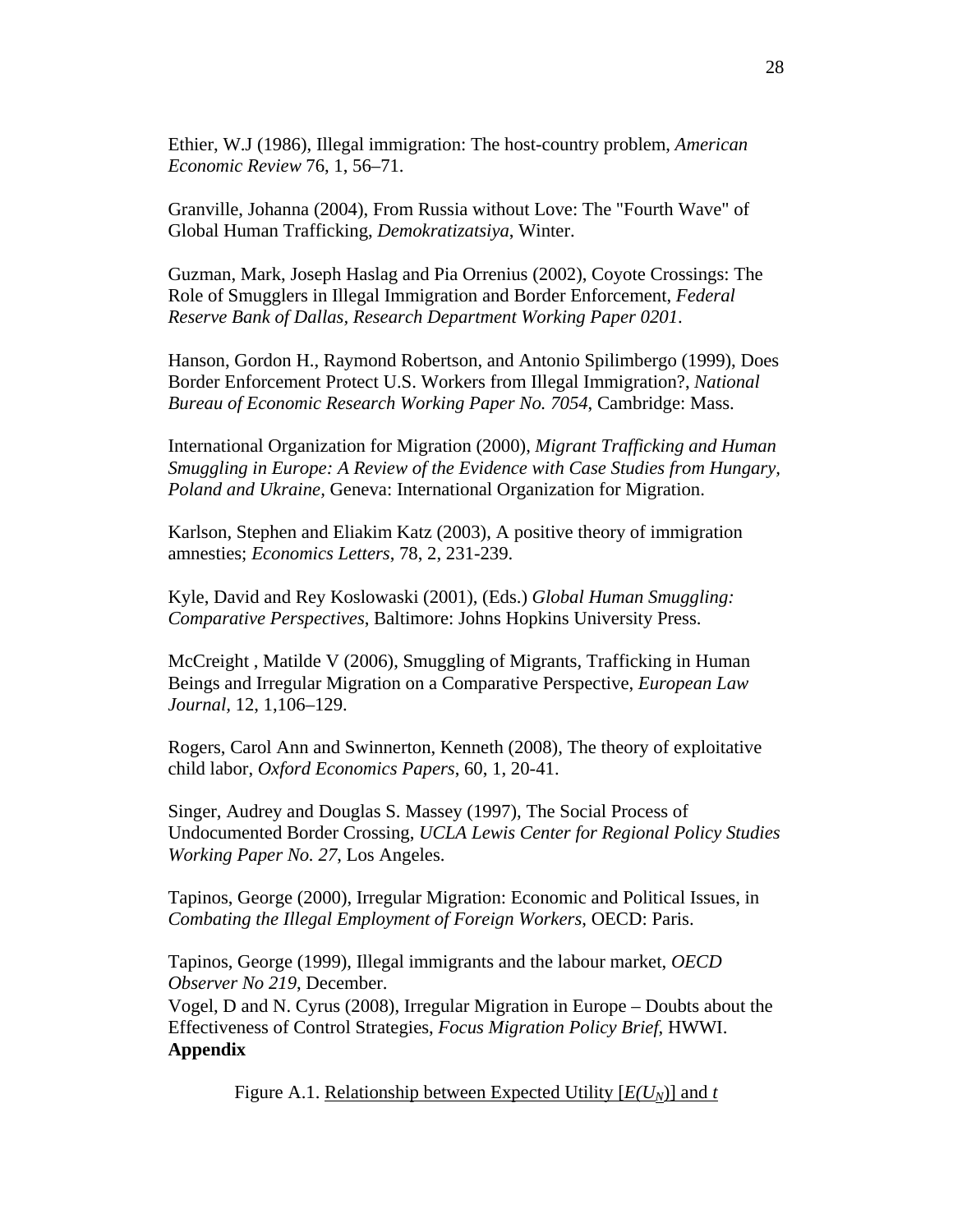Ethier, W.J (1986), Illegal immigration: The host-country problem, *American Economic Review* 76, 1, 56–71.

Granville, Johanna (2004), From Russia without Love: The "Fourth Wave" of Global Human Trafficking, *Demokratizatsiya*, Winter.

Guzman, Mark, Joseph Haslag and Pia Orrenius (2002), Coyote Crossings: The Role of Smugglers in Illegal Immigration and Border Enforcement, *Federal Reserve Bank of Dallas, Research Department Working Paper 0201*.

Hanson, Gordon H., Raymond Robertson, and Antonio Spilimbergo (1999), Does Border Enforcement Protect U.S. Workers from Illegal Immigration?, *National Bureau of Economic Research Working Paper No. 7054*, Cambridge: Mass.

International Organization for Migration (2000), *Migrant Trafficking and Human Smuggling in Europe: A Review of the Evidence with Case Studies from Hungary, Poland and Ukraine*, Geneva: International Organization for Migration.

Karlson, Stephen and Eliakim Katz (2003), A positive theory of immigration amnesties; *Economics Letters*, 78, 2, 231-239.

Kyle, David and Rey Koslowaski (2001), (Eds.) *Global Human Smuggling: Comparative Perspectives*, Baltimore: Johns Hopkins University Press.

McCreight , Matilde V (2006), Smuggling of Migrants, Trafficking in Human Beings and Irregular Migration on a Comparative Perspective, *European Law Journal*, 12, 1,106–129.

Rogers, Carol Ann and Swinnerton, Kenneth (2008), The theory of exploitative child labor, *Oxford Economics Papers*, 60, 1, 20-41.

Singer, Audrey and Douglas S. Massey (1997), The Social Process of Undocumented Border Crossing, *UCLA Lewis Center for Regional Policy Studies Working Paper No. 27*, Los Angeles.

Tapinos, George (2000), Irregular Migration: Economic and Political Issues, in *Combating the Illegal Employment of Foreign Workers*, OECD: Paris.

Tapinos, George (1999), Illegal immigrants and the labour market, *OECD Observer No 219*, December.

Vogel, D and N. Cyrus (2008), Irregular Migration in Europe – Doubts about the Effectiveness of Control Strategies, *Focus Migration Policy Brief*, HWWI.

**Appendix**

Figure A.1. Relationship between Expected Utility [$E(U_N)$] and $t$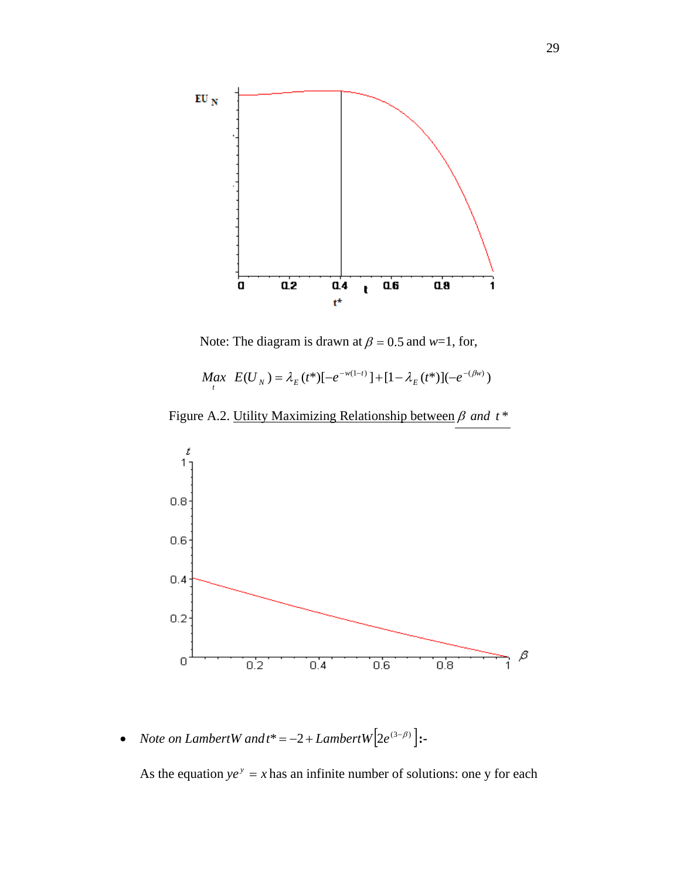Note: The diagram is drawn at $\beta = 0.5$ and $w$=1, for,

$$\underset{t}{Max}\ \ E(U_N) = \lambda_E(t^*)[-e^{-w(1-t)}] + [1-\lambda_E(t^*)](-e^{-(\beta w)})$$

Figure A.2. Utility Maximizing Relationship between $\beta$ *and* $t^*$

- *Note on LambertW and* $t^* = -2 + LambertW\left[2e^{(3-\beta)}\right]$**:-**

As the equation $ye^y = x$ has an infinite number of solutions: one y for each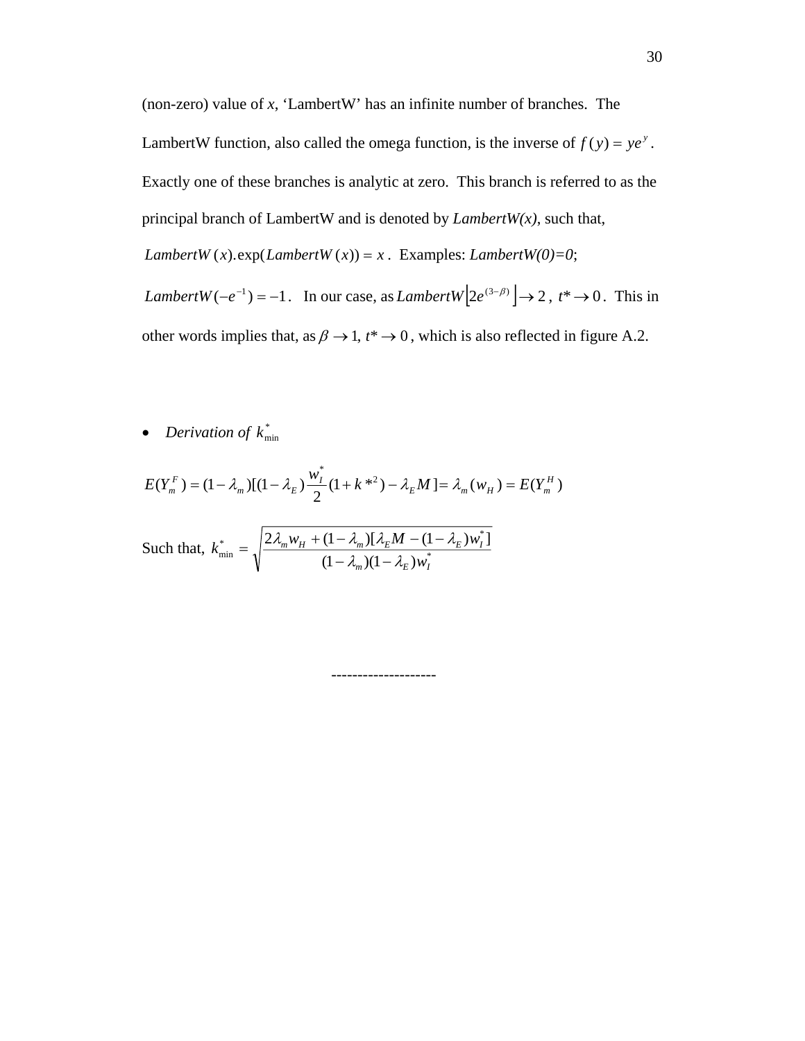(non-zero) value of $x$, 'LambertW' has an infinite number of branches. The LambertW function, also called the omega function, is the inverse of $f(y) = ye^y$. Exactly one of these branches is analytic at zero. This branch is referred to as the principal branch of LambertW and is denoted by *LambertW(x)*, such that, $LambertW(x).\exp(LambertW(x)) = x$. Examples: *LambertW(0)=0*; $LambertW(-e^{-1}) = -1$. In our case, as $LambertW\left[2e^{(3-\beta)}\right] \to 2$, $t^* \to 0$. This in other words implies that, as $\beta \to 1$, $t^* \to 0$, which is also reflected in figure A.2.

- *Derivation of* $k^*_{\min}$

$$E(Y_m^F) = (1-\lambda_m)[(1-\lambda_E)\frac{w_I^*}{2}(1+k^{*2}) - \lambda_E M] = \lambda_m(w_H) = E(Y_m^H)$$

Such that, $k^*_{\min} = \sqrt{\dfrac{2\lambda_m w_H + (1-\lambda_m)[\lambda_E M - (1-\lambda_E)w_I^*]}{(1-\lambda_m)(1-\lambda_E)w_I^*}}$

--------------------